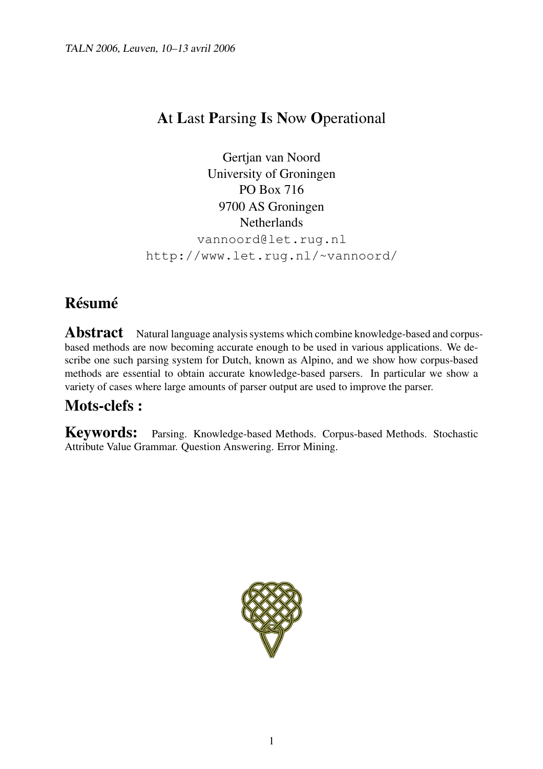# **A**t **L**ast **P**arsing **I**s **N**ow **O**perational

Gertjan van Noord
University of Groningen
PO Box 716
9700 AS Groningen
Netherlands
vannoord@let.rug.nl
http://www.let.rug.nl/~vannoord/

## Résumé

**Abstract** Natural language analysis systems which combine knowledge-based and corpus-based methods are now becoming accurate enough to be used in various applications. We describe one such parsing system for Dutch, known as Alpino, and we show how corpus-based methods are essential to obtain accurate knowledge-based parsers. In particular we show a variety of cases where large amounts of parser output are used to improve the parser.

## Mots-clefs :

**Keywords:** Parsing. Knowledge-based Methods. Corpus-based Methods. Stochastic Attribute Value Grammar. Question Answering. Error Mining.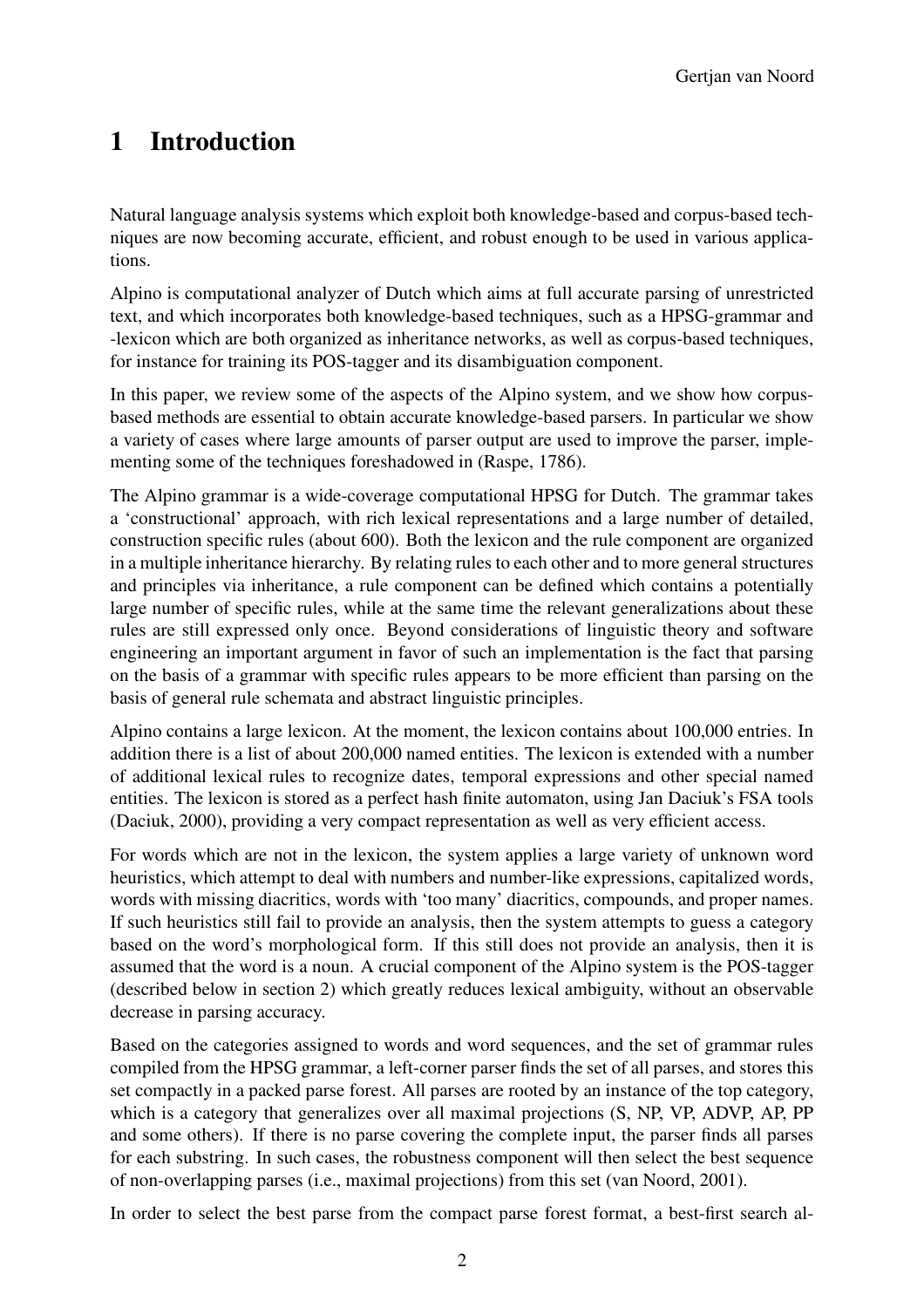# 1 Introduction

Natural language analysis systems which exploit both knowledge-based and corpus-based techniques are now becoming accurate, efficient, and robust enough to be used in various applications.

Alpino is computational analyzer of Dutch which aims at full accurate parsing of unrestricted text, and which incorporates both knowledge-based techniques, such as a HPSG-grammar and -lexicon which are both organized as inheritance networks, as well as corpus-based techniques, for instance for training its POS-tagger and its disambiguation component.

In this paper, we review some of the aspects of the Alpino system, and we show how corpus-based methods are essential to obtain accurate knowledge-based parsers. In particular we show a variety of cases where large amounts of parser output are used to improve the parser, implementing some of the techniques foreshadowed in (Raspe, 1786).

The Alpino grammar is a wide-coverage computational HPSG for Dutch. The grammar takes a 'constructional' approach, with rich lexical representations and a large number of detailed, construction specific rules (about 600). Both the lexicon and the rule component are organized in a multiple inheritance hierarchy. By relating rules to each other and to more general structures and principles via inheritance, a rule component can be defined which contains a potentially large number of specific rules, while at the same time the relevant generalizations about these rules are still expressed only once. Beyond considerations of linguistic theory and software engineering an important argument in favor of such an implementation is the fact that parsing on the basis of a grammar with specific rules appears to be more efficient than parsing on the basis of general rule schemata and abstract linguistic principles.

Alpino contains a large lexicon. At the moment, the lexicon contains about 100,000 entries. In addition there is a list of about 200,000 named entities. The lexicon is extended with a number of additional lexical rules to recognize dates, temporal expressions and other special named entities. The lexicon is stored as a perfect hash finite automaton, using Jan Daciuk's FSA tools (Daciuk, 2000), providing a very compact representation as well as very efficient access.

For words which are not in the lexicon, the system applies a large variety of unknown word heuristics, which attempt to deal with numbers and number-like expressions, capitalized words, words with missing diacritics, words with 'too many' diacritics, compounds, and proper names. If such heuristics still fail to provide an analysis, then the system attempts to guess a category based on the word's morphological form. If this still does not provide an analysis, then it is assumed that the word is a noun. A crucial component of the Alpino system is the POS-tagger (described below in section 2) which greatly reduces lexical ambiguity, without an observable decrease in parsing accuracy.

Based on the categories assigned to words and word sequences, and the set of grammar rules compiled from the HPSG grammar, a left-corner parser finds the set of all parses, and stores this set compactly in a packed parse forest. All parses are rooted by an instance of the top category, which is a category that generalizes over all maximal projections (S, NP, VP, ADVP, AP, PP and some others). If there is no parse covering the complete input, the parser finds all parses for each substring. In such cases, the robustness component will then select the best sequence of non-overlapping parses (i.e., maximal projections) from this set (van Noord, 2001).

In order to select the best parse from the compact parse forest format, a best-first search al-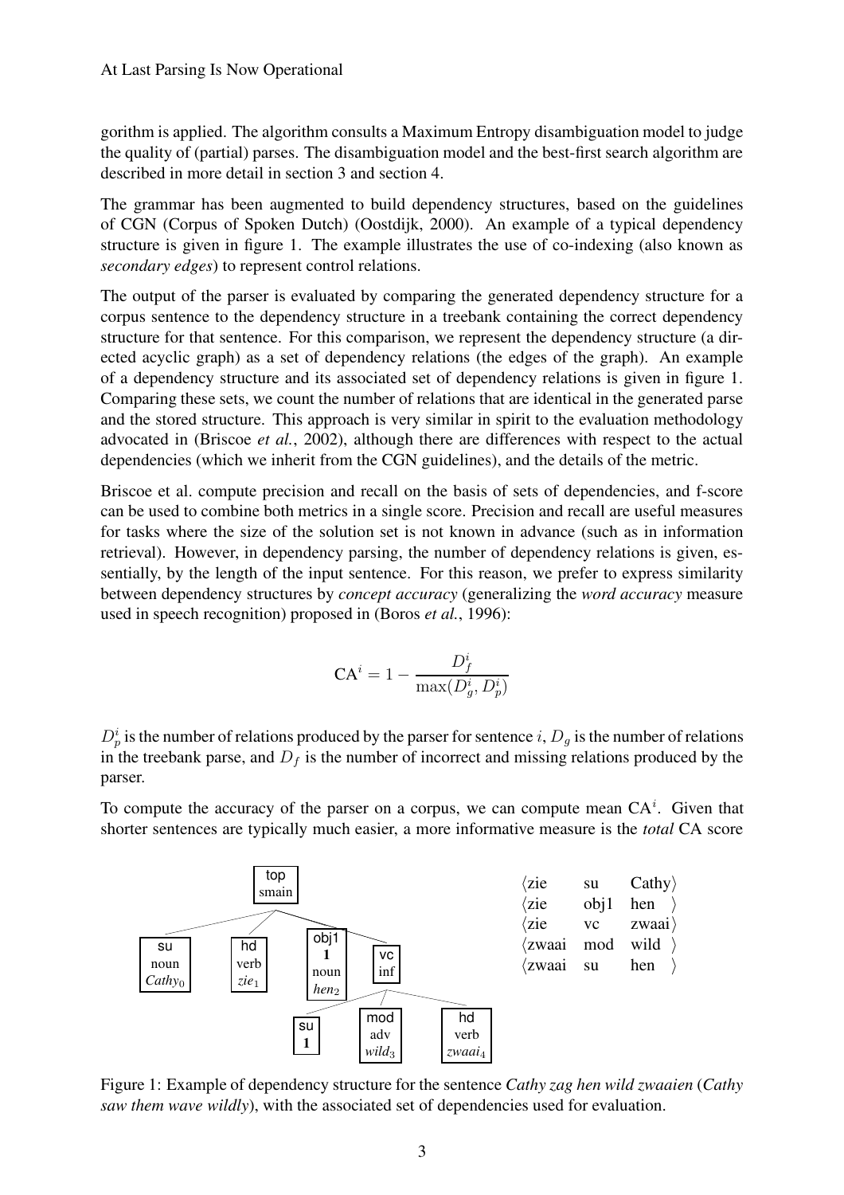gorithm is applied. The algorithm consults a Maximum Entropy disambiguation model to judge the quality of (partial) parses. The disambiguation model and the best-first search algorithm are described in more detail in section 3 and section 4.

The grammar has been augmented to build dependency structures, based on the guidelines of CGN (Corpus of Spoken Dutch) (Oostdijk, 2000). An example of a typical dependency structure is given in figure 1. The example illustrates the use of co-indexing (also known as *secondary edges*) to represent control relations.

The output of the parser is evaluated by comparing the generated dependency structure for a corpus sentence to the dependency structure in a treebank containing the correct dependency structure for that sentence. For this comparison, we represent the dependency structure (a directed acyclic graph) as a set of dependency relations (the edges of the graph). An example of a dependency structure and its associated set of dependency relations is given in figure 1. Comparing these sets, we count the number of relations that are identical in the generated parse and the stored structure. This approach is very similar in spirit to the evaluation methodology advocated in (Briscoe *et al.*, 2002), although there are differences with respect to the actual dependencies (which we inherit from the CGN guidelines), and the details of the metric.

Briscoe et al. compute precision and recall on the basis of sets of dependencies, and f-score can be used to combine both metrics in a single score. Precision and recall are useful measures for tasks where the size of the solution set is not known in advance (such as in information retrieval). However, in dependency parsing, the number of dependency relations is given, essentially, by the length of the input sentence. For this reason, we prefer to express similarity between dependency structures by *concept accuracy* (generalizing the *word accuracy* measure used in speech recognition) proposed in (Boros *et al.*, 1996):

$$\text{CA}^i = 1 - \frac{D_f^i}{\max(D_g^i, D_p^i)}$$

$D_p^i$ is the number of relations produced by the parser for sentence $i$, $D_g$ is the number of relations in the treebank parse, and $D_f$ is the number of incorrect and missing relations produced by the parser.

To compute the accuracy of the parser on a corpus, we can compute mean $\text{CA}^i$. Given that shorter sentences are typically much easier, a more informative measure is the *total* CA score

```
                 top
                smain
   _______________|_________________________
  |          |            |                 |
  su         hd          obj1               vc
 noun       verb          1                 inf
 Cathy_0    zie_1        noun        _______|________
                         hen_2      |       |        |
                                    su     mod       hd
                                    1      adv      verb
                                          wild_3   zwaai_4
```

| | | |
|---|---|---|
| ⟨zie | su | Cathy⟩ |
| ⟨zie | obj1 | hen⟩ |
| ⟨zie | vc | zwaai⟩ |
| ⟨zwaai | mod | wild⟩ |
| ⟨zwaai | su | hen⟩ |

Figure 1: Example of dependency structure for the sentence *Cathy zag hen wild zwaaien* (*Cathy saw them wave wildly*), with the associated set of dependencies used for evaluation.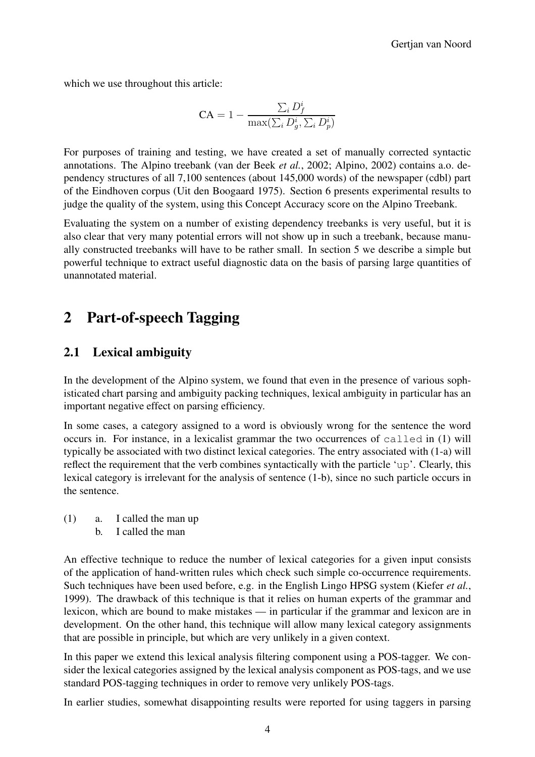which we use throughout this article:

$$\text{CA} = 1 - \frac{\sum_i D_f^i}{\max(\sum_i D_g^i, \sum_i D_p^i)}$$

For purposes of training and testing, we have created a set of manually corrected syntactic annotations. The Alpino treebank (van der Beek *et al.*, 2002; Alpino, 2002) contains a.o. dependency structures of all 7,100 sentences (about 145,000 words) of the newspaper (cdbl) part of the Eindhoven corpus (Uit den Boogaard 1975). Section 6 presents experimental results to judge the quality of the system, using this Concept Accuracy score on the Alpino Treebank.

Evaluating the system on a number of existing dependency treebanks is very useful, but it is also clear that very many potential errors will not show up in such a treebank, because manually constructed treebanks will have to be rather small. In section 5 we describe a simple but powerful technique to extract useful diagnostic data on the basis of parsing large quantities of unannotated material.

# 2 Part-of-speech Tagging

## 2.1 Lexical ambiguity

In the development of the Alpino system, we found that even in the presence of various sophisticated chart parsing and ambiguity packing techniques, lexical ambiguity in particular has an important negative effect on parsing efficiency.

In some cases, a category assigned to a word is obviously wrong for the sentence the word occurs in. For instance, in a lexicalist grammar the two occurrences of `called` in (1) will typically be associated with two distinct lexical categories. The entry associated with (1-a) will reflect the requirement that the verb combines syntactically with the particle '`up`'. Clearly, this lexical category is irrelevant for the analysis of sentence (1-b), since no such particle occurs in the sentence.

(1) a. I called the man up
    b. I called the man

An effective technique to reduce the number of lexical categories for a given input consists of the application of hand-written rules which check such simple co-occurrence requirements. Such techniques have been used before, e.g. in the English Lingo HPSG system (Kiefer *et al.*, 1999). The drawback of this technique is that it relies on human experts of the grammar and lexicon, which are bound to make mistakes — in particular if the grammar and lexicon are in development. On the other hand, this technique will allow many lexical category assignments that are possible in principle, but which are very unlikely in a given context.

In this paper we extend this lexical analysis filtering component using a POS-tagger. We consider the lexical categories assigned by the lexical analysis component as POS-tags, and we use standard POS-tagging techniques in order to remove very unlikely POS-tags.

In earlier studies, somewhat disappointing results were reported for using taggers in parsing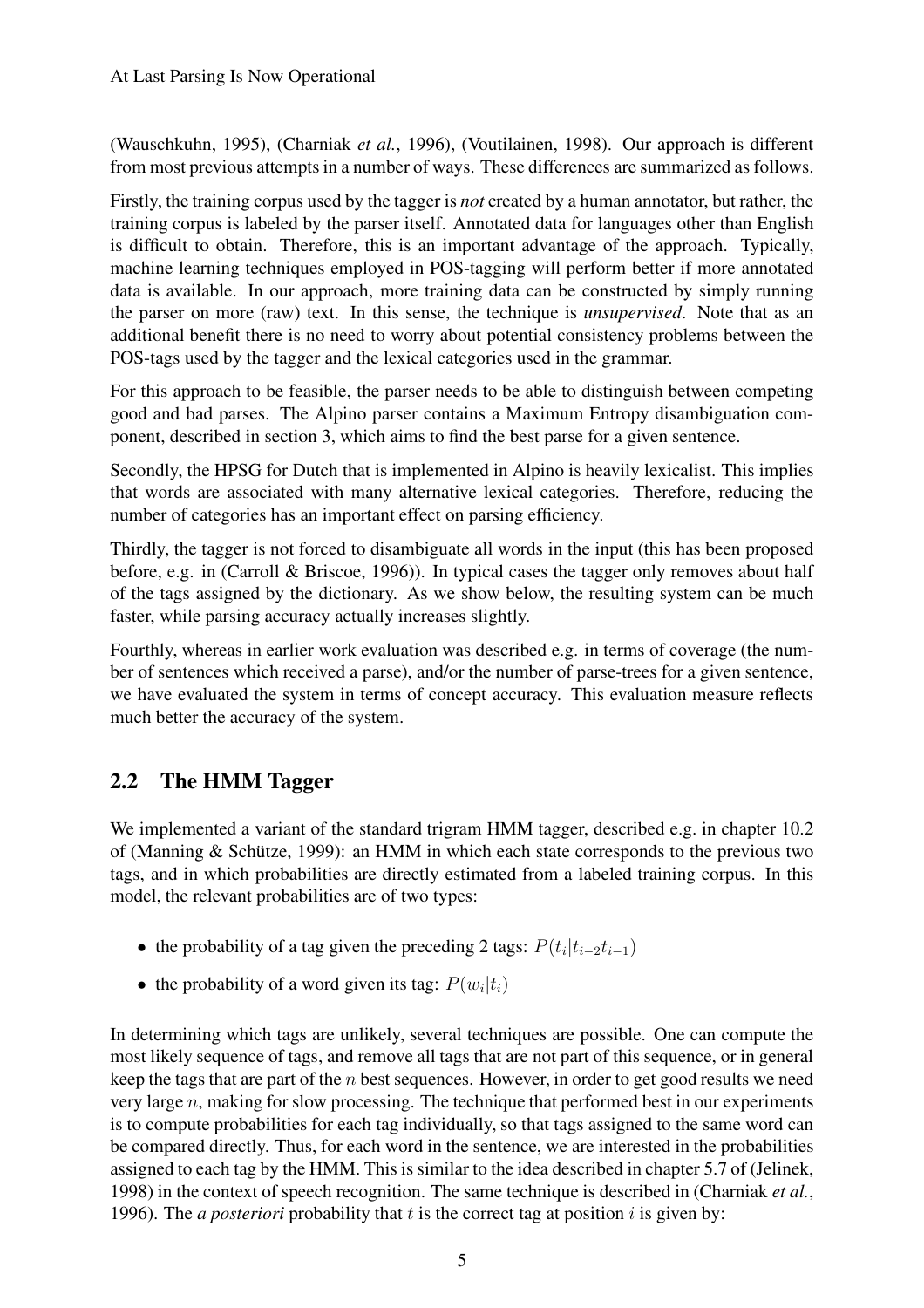(Wauschkuhn, 1995), (Charniak *et al.*, 1996), (Voutilainen, 1998). Our approach is different from most previous attempts in a number of ways. These differences are summarized as follows.

Firstly, the training corpus used by the tagger is *not* created by a human annotator, but rather, the training corpus is labeled by the parser itself. Annotated data for languages other than English is difficult to obtain. Therefore, this is an important advantage of the approach. Typically, machine learning techniques employed in POS-tagging will perform better if more annotated data is available. In our approach, more training data can be constructed by simply running the parser on more (raw) text. In this sense, the technique is *unsupervised*. Note that as an additional benefit there is no need to worry about potential consistency problems between the POS-tags used by the tagger and the lexical categories used in the grammar.

For this approach to be feasible, the parser needs to be able to distinguish between competing good and bad parses. The Alpino parser contains a Maximum Entropy disambiguation component, described in section 3, which aims to find the best parse for a given sentence.

Secondly, the HPSG for Dutch that is implemented in Alpino is heavily lexicalist. This implies that words are associated with many alternative lexical categories. Therefore, reducing the number of categories has an important effect on parsing efficiency.

Thirdly, the tagger is not forced to disambiguate all words in the input (this has been proposed before, e.g. in (Carroll & Briscoe, 1996)). In typical cases the tagger only removes about half of the tags assigned by the dictionary. As we show below, the resulting system can be much faster, while parsing accuracy actually increases slightly.

Fourthly, whereas in earlier work evaluation was described e.g. in terms of coverage (the number of sentences which received a parse), and/or the number of parse-trees for a given sentence, we have evaluated the system in terms of concept accuracy. This evaluation measure reflects much better the accuracy of the system.

## 2.2 The HMM Tagger

We implemented a variant of the standard trigram HMM tagger, described e.g. in chapter 10.2 of (Manning & Schütze, 1999): an HMM in which each state corresponds to the previous two tags, and in which probabilities are directly estimated from a labeled training corpus. In this model, the relevant probabilities are of two types:

- the probability of a tag given the preceding 2 tags: $P(t_i|t_{i-2}t_{i-1})$
- the probability of a word given its tag: $P(w_i|t_i)$

In determining which tags are unlikely, several techniques are possible. One can compute the most likely sequence of tags, and remove all tags that are not part of this sequence, or in general keep the tags that are part of the $n$ best sequences. However, in order to get good results we need very large $n$, making for slow processing. The technique that performed best in our experiments is to compute probabilities for each tag individually, so that tags assigned to the same word can be compared directly. Thus, for each word in the sentence, we are interested in the probabilities assigned to each tag by the HMM. This is similar to the idea described in chapter 5.7 of (Jelinek, 1998) in the context of speech recognition. The same technique is described in (Charniak *et al.*, 1996). The *a posteriori* probability that $t$ is the correct tag at position $i$ is given by: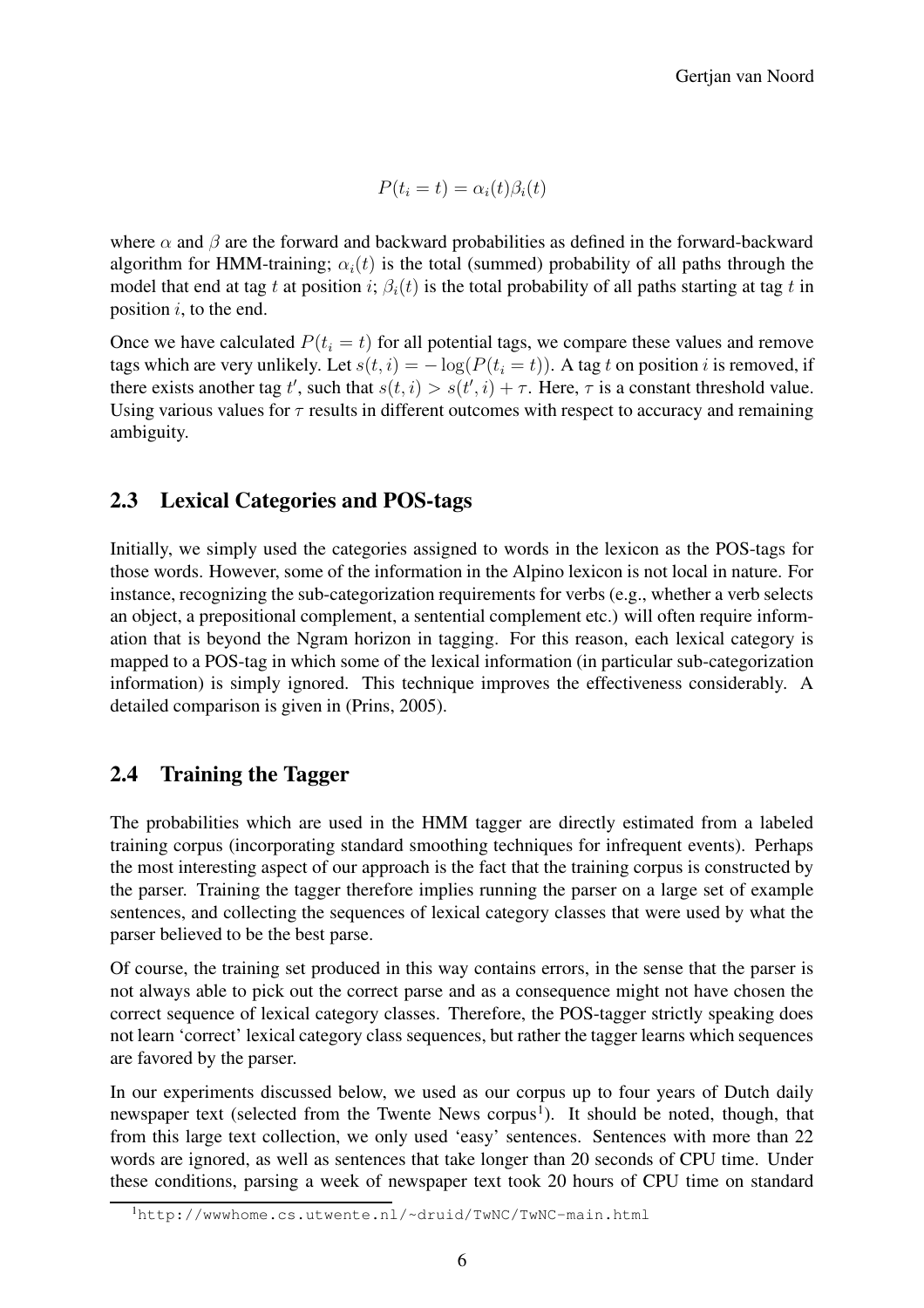$$P(t_i = t) = \alpha_i(t)\beta_i(t)$$

where $\alpha$ and $\beta$ are the forward and backward probabilities as defined in the forward-backward algorithm for HMM-training; $\alpha_i(t)$ is the total (summed) probability of all paths through the model that end at tag $t$ at position $i$; $\beta_i(t)$ is the total probability of all paths starting at tag $t$ in position $i$, to the end.

Once we have calculated $P(t_i = t)$ for all potential tags, we compare these values and remove tags which are very unlikely. Let $s(t, i) = -\log(P(t_i = t))$. A tag $t$ on position $i$ is removed, if there exists another tag $t'$, such that $s(t, i) > s(t', i) + \tau$. Here, $\tau$ is a constant threshold value. Using various values for $\tau$ results in different outcomes with respect to accuracy and remaining ambiguity.

## 2.3 Lexical Categories and POS-tags

Initially, we simply used the categories assigned to words in the lexicon as the POS-tags for those words. However, some of the information in the Alpino lexicon is not local in nature. For instance, recognizing the sub-categorization requirements for verbs (e.g., whether a verb selects an object, a prepositional complement, a sentential complement etc.) will often require information that is beyond the Ngram horizon in tagging. For this reason, each lexical category is mapped to a POS-tag in which some of the lexical information (in particular sub-categorization information) is simply ignored. This technique improves the effectiveness considerably. A detailed comparison is given in (Prins, 2005).

## 2.4 Training the Tagger

The probabilities which are used in the HMM tagger are directly estimated from a labeled training corpus (incorporating standard smoothing techniques for infrequent events). Perhaps the most interesting aspect of our approach is the fact that the training corpus is constructed by the parser. Training the tagger therefore implies running the parser on a large set of example sentences, and collecting the sequences of lexical category classes that were used by what the parser believed to be the best parse.

Of course, the training set produced in this way contains errors, in the sense that the parser is not always able to pick out the correct parse and as a consequence might not have chosen the correct sequence of lexical category classes. Therefore, the POS-tagger strictly speaking does not learn 'correct' lexical category class sequences, but rather the tagger learns which sequences are favored by the parser.

In our experiments discussed below, we used as our corpus up to four years of Dutch daily newspaper text (selected from the Twente News corpus[1]). It should be noted, though, that from this large text collection, we only used 'easy' sentences. Sentences with more than 22 words are ignored, as well as sentences that take longer than 20 seconds of CPU time. Under these conditions, parsing a week of newspaper text took 20 hours of CPU time on standard

[1] http://wwwhome.cs.utwente.nl/~druid/TwNC/TwNC-main.html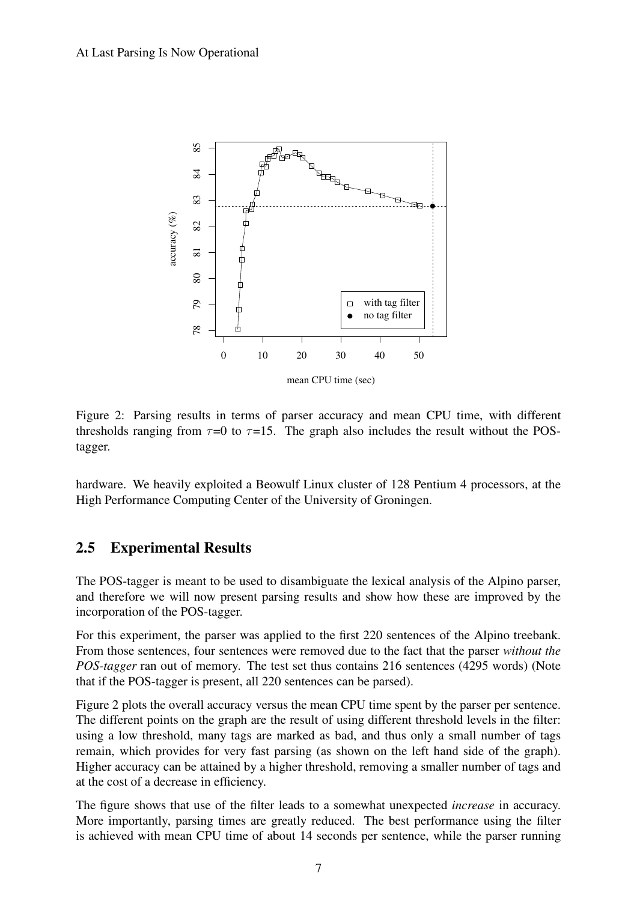Figure 2: Parsing results in terms of parser accuracy and mean CPU time, with different thresholds ranging from $\tau$=0 to $\tau$=15. The graph also includes the result without the POS-tagger.

hardware. We heavily exploited a Beowulf Linux cluster of 128 Pentium 4 processors, at the High Performance Computing Center of the University of Groningen.

## 2.5 Experimental Results

The POS-tagger is meant to be used to disambiguate the lexical analysis of the Alpino parser, and therefore we will now present parsing results and show how these are improved by the incorporation of the POS-tagger.

For this experiment, the parser was applied to the first 220 sentences of the Alpino treebank. From those sentences, four sentences were removed due to the fact that the parser *without the POS-tagger* ran out of memory. The test set thus contains 216 sentences (4295 words) (Note that if the POS-tagger is present, all 220 sentences can be parsed).

Figure 2 plots the overall accuracy versus the mean CPU time spent by the parser per sentence. The different points on the graph are the result of using different threshold levels in the filter: using a low threshold, many tags are marked as bad, and thus only a small number of tags remain, which provides for very fast parsing (as shown on the left hand side of the graph). Higher accuracy can be attained by a higher threshold, removing a smaller number of tags and at the cost of a decrease in efficiency.

The figure shows that use of the filter leads to a somewhat unexpected *increase* in accuracy. More importantly, parsing times are greatly reduced. The best performance using the filter is achieved with mean CPU time of about 14 seconds per sentence, while the parser running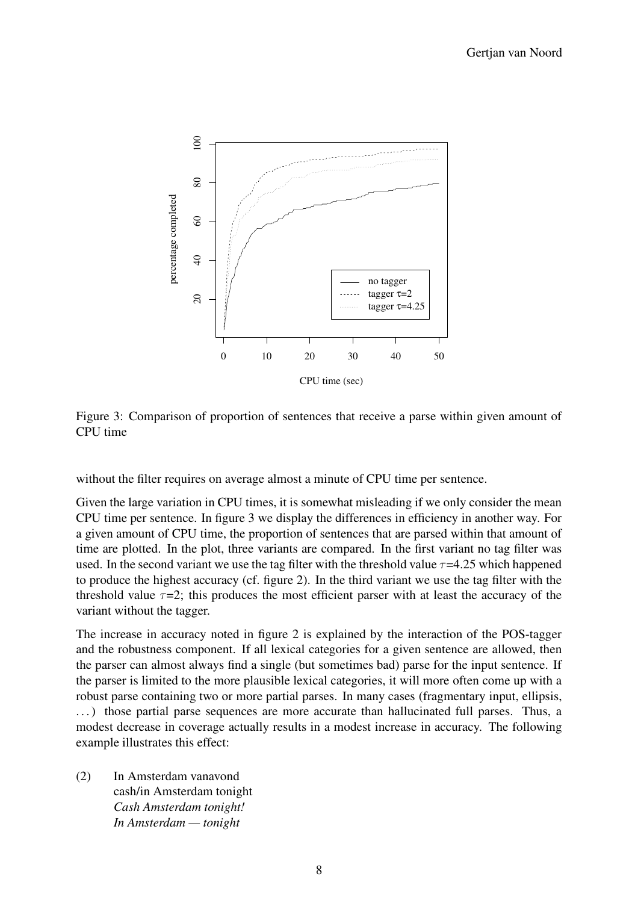Figure 3: Comparison of proportion of sentences that receive a parse within given amount of CPU time

without the filter requires on average almost a minute of CPU time per sentence.

Given the large variation in CPU times, it is somewhat misleading if we only consider the mean CPU time per sentence. In figure 3 we display the differences in efficiency in another way. For a given amount of CPU time, the proportion of sentences that are parsed within that amount of time are plotted. In the plot, three variants are compared. In the first variant no tag filter was used. In the second variant we use the tag filter with the threshold value $\tau$=4.25 which happened to produce the highest accuracy (cf. figure 2). In the third variant we use the tag filter with the threshold value $\tau$=2; this produces the most efficient parser with at least the accuracy of the variant without the tagger.

The increase in accuracy noted in figure 2 is explained by the interaction of the POS-tagger and the robustness component. If all lexical categories for a given sentence are allowed, then the parser can almost always find a single (but sometimes bad) parse for the input sentence. If the parser is limited to the more plausible lexical categories, it will more often come up with a robust parse containing two or more partial parses. In many cases (fragmentary input, ellipsis, ...) those partial parse sequences are more accurate than hallucinated full parses. Thus, a modest decrease in coverage actually results in a modest increase in accuracy. The following example illustrates this effect:

(2) In Amsterdam vanavond
cash/in Amsterdam tonight
*Cash Amsterdam tonight!*
*In Amsterdam — tonight*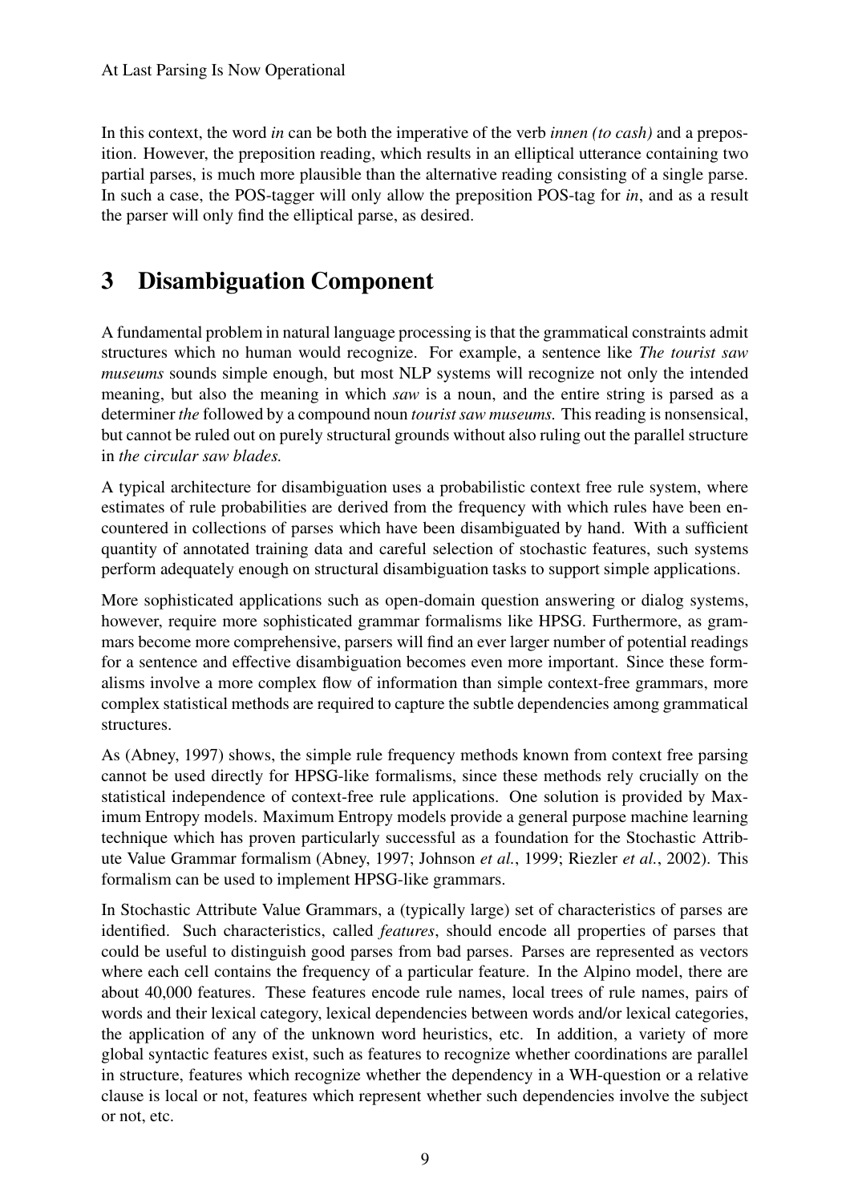In this context, the word *in* can be both the imperative of the verb *innen (to cash)* and a preposition. However, the preposition reading, which results in an elliptical utterance containing two partial parses, is much more plausible than the alternative reading consisting of a single parse. In such a case, the POS-tagger will only allow the preposition POS-tag for *in*, and as a result the parser will only find the elliptical parse, as desired.

# 3 Disambiguation Component

A fundamental problem in natural language processing is that the grammatical constraints admit structures which no human would recognize. For example, a sentence like *The tourist saw museums* sounds simple enough, but most NLP systems will recognize not only the intended meaning, but also the meaning in which *saw* is a noun, and the entire string is parsed as a determiner *the* followed by a compound noun *tourist saw museums.* This reading is nonsensical, but cannot be ruled out on purely structural grounds without also ruling out the parallel structure in *the circular saw blades.*

A typical architecture for disambiguation uses a probabilistic context free rule system, where estimates of rule probabilities are derived from the frequency with which rules have been encountered in collections of parses which have been disambiguated by hand. With a sufficient quantity of annotated training data and careful selection of stochastic features, such systems perform adequately enough on structural disambiguation tasks to support simple applications.

More sophisticated applications such as open-domain question answering or dialog systems, however, require more sophisticated grammar formalisms like HPSG. Furthermore, as grammars become more comprehensive, parsers will find an ever larger number of potential readings for a sentence and effective disambiguation becomes even more important. Since these formalisms involve a more complex flow of information than simple context-free grammars, more complex statistical methods are required to capture the subtle dependencies among grammatical structures.

As (Abney, 1997) shows, the simple rule frequency methods known from context free parsing cannot be used directly for HPSG-like formalisms, since these methods rely crucially on the statistical independence of context-free rule applications. One solution is provided by Maximum Entropy models. Maximum Entropy models provide a general purpose machine learning technique which has proven particularly successful as a foundation for the Stochastic Attribute Value Grammar formalism (Abney, 1997; Johnson *et al.*, 1999; Riezler *et al.*, 2002). This formalism can be used to implement HPSG-like grammars.

In Stochastic Attribute Value Grammars, a (typically large) set of characteristics of parses are identified. Such characteristics, called *features*, should encode all properties of parses that could be useful to distinguish good parses from bad parses. Parses are represented as vectors where each cell contains the frequency of a particular feature. In the Alpino model, there are about 40,000 features. These features encode rule names, local trees of rule names, pairs of words and their lexical category, lexical dependencies between words and/or lexical categories, the application of any of the unknown word heuristics, etc. In addition, a variety of more global syntactic features exist, such as features to recognize whether coordinations are parallel in structure, features which recognize whether the dependency in a WH-question or a relative clause is local or not, features which represent whether such dependencies involve the subject or not, etc.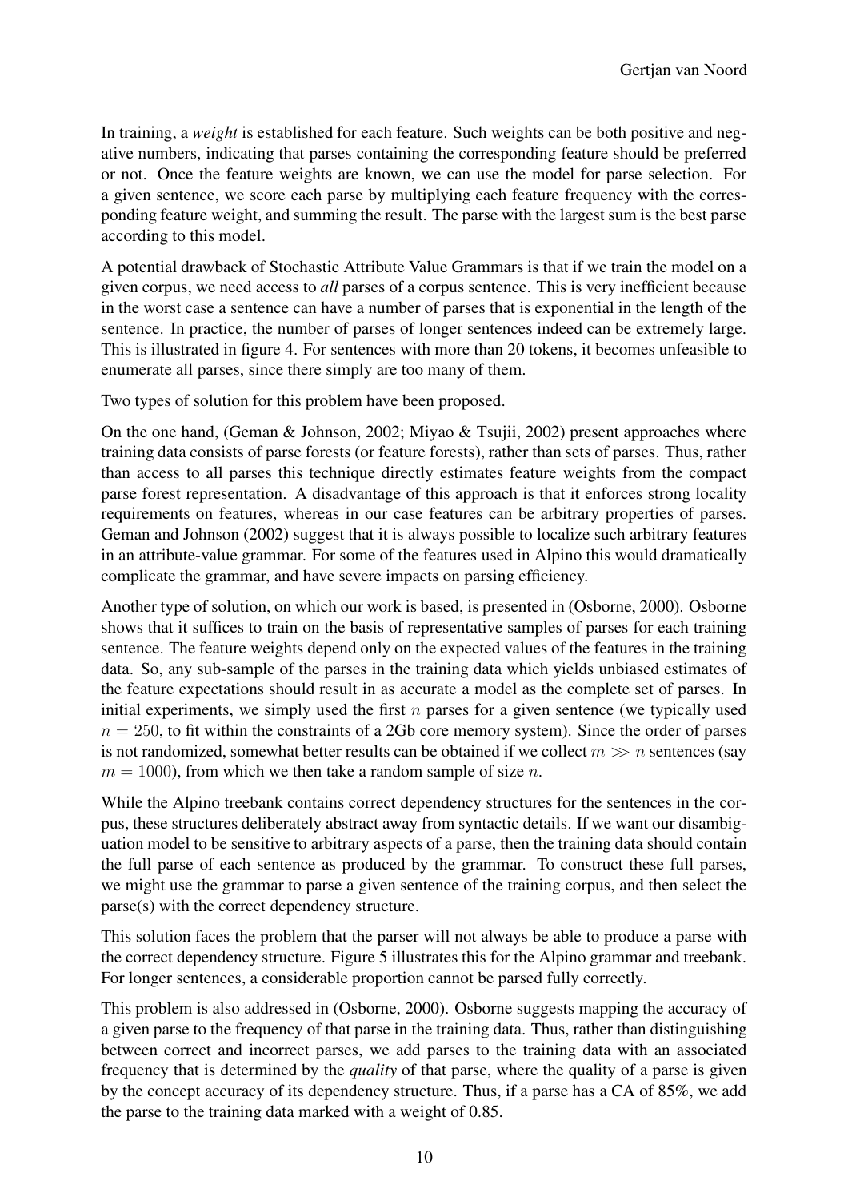In training, a *weight* is established for each feature. Such weights can be both positive and negative numbers, indicating that parses containing the corresponding feature should be preferred or not. Once the feature weights are known, we can use the model for parse selection. For a given sentence, we score each parse by multiplying each feature frequency with the corresponding feature weight, and summing the result. The parse with the largest sum is the best parse according to this model.

A potential drawback of Stochastic Attribute Value Grammars is that if we train the model on a given corpus, we need access to *all* parses of a corpus sentence. This is very inefficient because in the worst case a sentence can have a number of parses that is exponential in the length of the sentence. In practice, the number of parses of longer sentences indeed can be extremely large. This is illustrated in figure 4. For sentences with more than 20 tokens, it becomes unfeasible to enumerate all parses, since there simply are too many of them.

Two types of solution for this problem have been proposed.

On the one hand, (Geman & Johnson, 2002; Miyao & Tsujii, 2002) present approaches where training data consists of parse forests (or feature forests), rather than sets of parses. Thus, rather than access to all parses this technique directly estimates feature weights from the compact parse forest representation. A disadvantage of this approach is that it enforces strong locality requirements on features, whereas in our case features can be arbitrary properties of parses. Geman and Johnson (2002) suggest that it is always possible to localize such arbitrary features in an attribute-value grammar. For some of the features used in Alpino this would dramatically complicate the grammar, and have severe impacts on parsing efficiency.

Another type of solution, on which our work is based, is presented in (Osborne, 2000). Osborne shows that it suffices to train on the basis of representative samples of parses for each training sentence. The feature weights depend only on the expected values of the features in the training data. So, any sub-sample of the parses in the training data which yields unbiased estimates of the feature expectations should result in as accurate a model as the complete set of parses. In initial experiments, we simply used the first $n$ parses for a given sentence (we typically used $n = 250$, to fit within the constraints of a 2Gb core memory system). Since the order of parses is not randomized, somewhat better results can be obtained if we collect $m \gg n$ sentences (say $m = 1000$), from which we then take a random sample of size $n$.

While the Alpino treebank contains correct dependency structures for the sentences in the corpus, these structures deliberately abstract away from syntactic details. If we want our disambiguation model to be sensitive to arbitrary aspects of a parse, then the training data should contain the full parse of each sentence as produced by the grammar. To construct these full parses, we might use the grammar to parse a given sentence of the training corpus, and then select the parse(s) with the correct dependency structure.

This solution faces the problem that the parser will not always be able to produce a parse with the correct dependency structure. Figure 5 illustrates this for the Alpino grammar and treebank. For longer sentences, a considerable proportion cannot be parsed fully correctly.

This problem is also addressed in (Osborne, 2000). Osborne suggests mapping the accuracy of a given parse to the frequency of that parse in the training data. Thus, rather than distinguishing between correct and incorrect parses, we add parses to the training data with an associated frequency that is determined by the *quality* of that parse, where the quality of a parse is given by the concept accuracy of its dependency structure. Thus, if a parse has a CA of 85%, we add the parse to the training data marked with a weight of 0.85.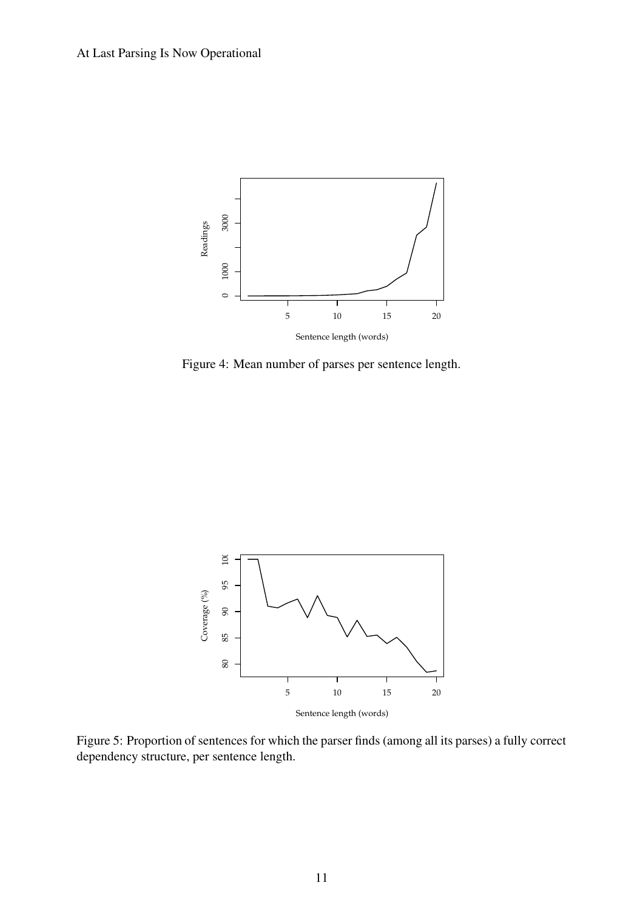Figure 4: Mean number of parses per sentence length.

Figure 5: Proportion of sentences for which the parser finds (among all its parses) a fully correct dependency structure, per sentence length.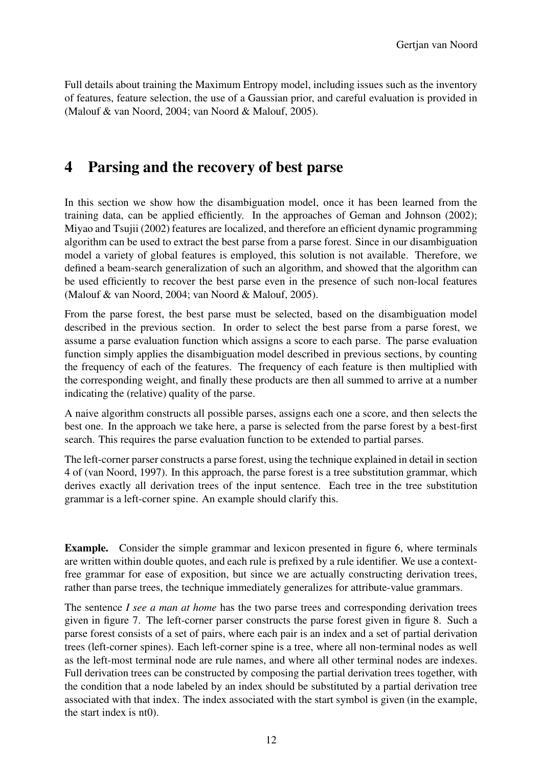Full details about training the Maximum Entropy model, including issues such as the inventory of features, feature selection, the use of a Gaussian prior, and careful evaluation is provided in (Malouf & van Noord, 2004; van Noord & Malouf, 2005).

# 4 Parsing and the recovery of best parse

In this section we show how the disambiguation model, once it has been learned from the training data, can be applied efficiently. In the approaches of Geman and Johnson (2002); Miyao and Tsujii (2002) features are localized, and therefore an efficient dynamic programming algorithm can be used to extract the best parse from a parse forest. Since in our disambiguation model a variety of global features is employed, this solution is not available. Therefore, we defined a beam-search generalization of such an algorithm, and showed that the algorithm can be used efficiently to recover the best parse even in the presence of such non-local features (Malouf & van Noord, 2004; van Noord & Malouf, 2005).

From the parse forest, the best parse must be selected, based on the disambiguation model described in the previous section. In order to select the best parse from a parse forest, we assume a parse evaluation function which assigns a score to each parse. The parse evaluation function simply applies the disambiguation model described in previous sections, by counting the frequency of each of the features. The frequency of each feature is then multiplied with the corresponding weight, and finally these products are then all summed to arrive at a number indicating the (relative) quality of the parse.

A naive algorithm constructs all possible parses, assigns each one a score, and then selects the best one. In the approach we take here, a parse is selected from the parse forest by a best-first search. This requires the parse evaluation function to be extended to partial parses.

The left-corner parser constructs a parse forest, using the technique explained in detail in section 4 of (van Noord, 1997). In this approach, the parse forest is a tree substitution grammar, which derives exactly all derivation trees of the input sentence. Each tree in the tree substitution grammar is a left-corner spine. An example should clarify this.

**Example.** Consider the simple grammar and lexicon presented in figure 6, where terminals are written within double quotes, and each rule is prefixed by a rule identifier. We use a context-free grammar for ease of exposition, but since we are actually constructing derivation trees, rather than parse trees, the technique immediately generalizes for attribute-value grammars.

The sentence *I see a man at home* has the two parse trees and corresponding derivation trees given in figure 7. The left-corner parser constructs the parse forest given in figure 8. Such a parse forest consists of a set of pairs, where each pair is an index and a set of partial derivation trees (left-corner spines). Each left-corner spine is a tree, where all non-terminal nodes as well as the left-most terminal node are rule names, and where all other terminal nodes are indexes. Full derivation trees can be constructed by composing the partial derivation trees together, with the condition that a node labeled by an index should be substituted by a partial derivation tree associated with that index. The index associated with the start symbol is given (in the example, the start index is nt0).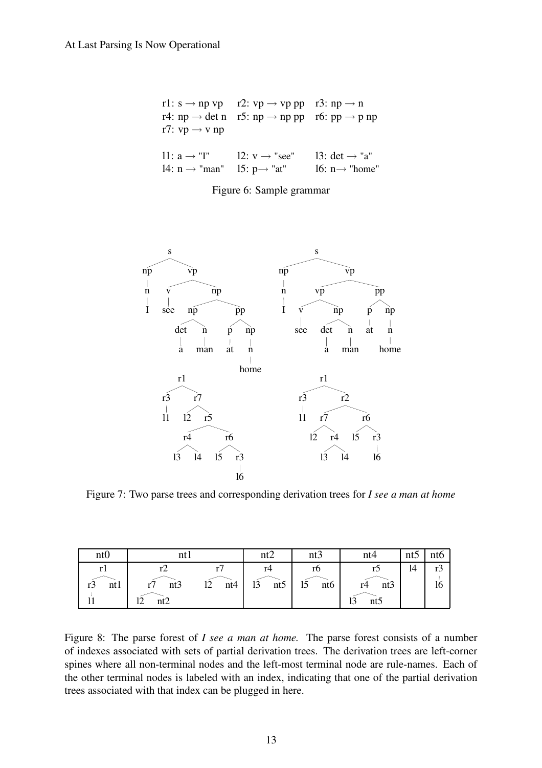r1: s → np vp  r2: vp → vp pp  r3: np → n
r4: np → det n  r5: np → np pp  r6: pp → p np
r7: vp → v np

l1: a → "I"  l2: v → "see"  l3: det → "a"
l4: n → "man"  l5: p→ "at"  l6: n→ "home"

Figure 6: Sample grammar

```
            s                                  s
        /       \                          /       \
      np         vp                      np          vp
      |        /    \                    |        /      \
      n       v      np                  n      vp         pp
      |       |     /    \               |     /   \      /   \
      I      see  np      pp             I    v     np    p    np
                 /  \    /  \                 |    /  \   |    |
               det   n  p    np              see det   n  at   n
                |    |  |    |                    |    |       |
                a  man  at   n                    a   man     home
                             |
                            home

            r1                                 r1
          /    \                             /    \
        r3      r7                         r3      r2
        |      /  \                        |     /    \
        l1    l2   r5                      l1   r7      r6
                 /    \                        /  \    /  \
               r4      r6                     l2   r4  l5   r3
              /  \    /  \                        /  \      |
             l3  l4  l5   r3                     l3  l4     l6
                          |
                          l6
```

Figure 7: Two parse trees and corresponding derivation trees for *I see a man at home*

| nt0 | nt1 | | nt2 | nt3 | nt4 | nt5 | nt6 |
|---|---|---|---|---|---|---|---|
| r1 (r3 (l1), nt1) | r2 (r7 (l2, nt2), nt3) | r7 (l2, nt4) | r4 (l3, nt5) | r6 (l5, nt6) | r5 (r4 (l3, nt5), nt3) | l4 | r3 (l6) |

Figure 8: The parse forest of *I see a man at home.* The parse forest consists of a number of indexes associated with sets of partial derivation trees. The derivation trees are left-corner spines where all non-terminal nodes and the left-most terminal node are rule-names. Each of the other terminal nodes is labeled with an index, indicating that one of the partial derivation trees associated with that index can be plugged in here.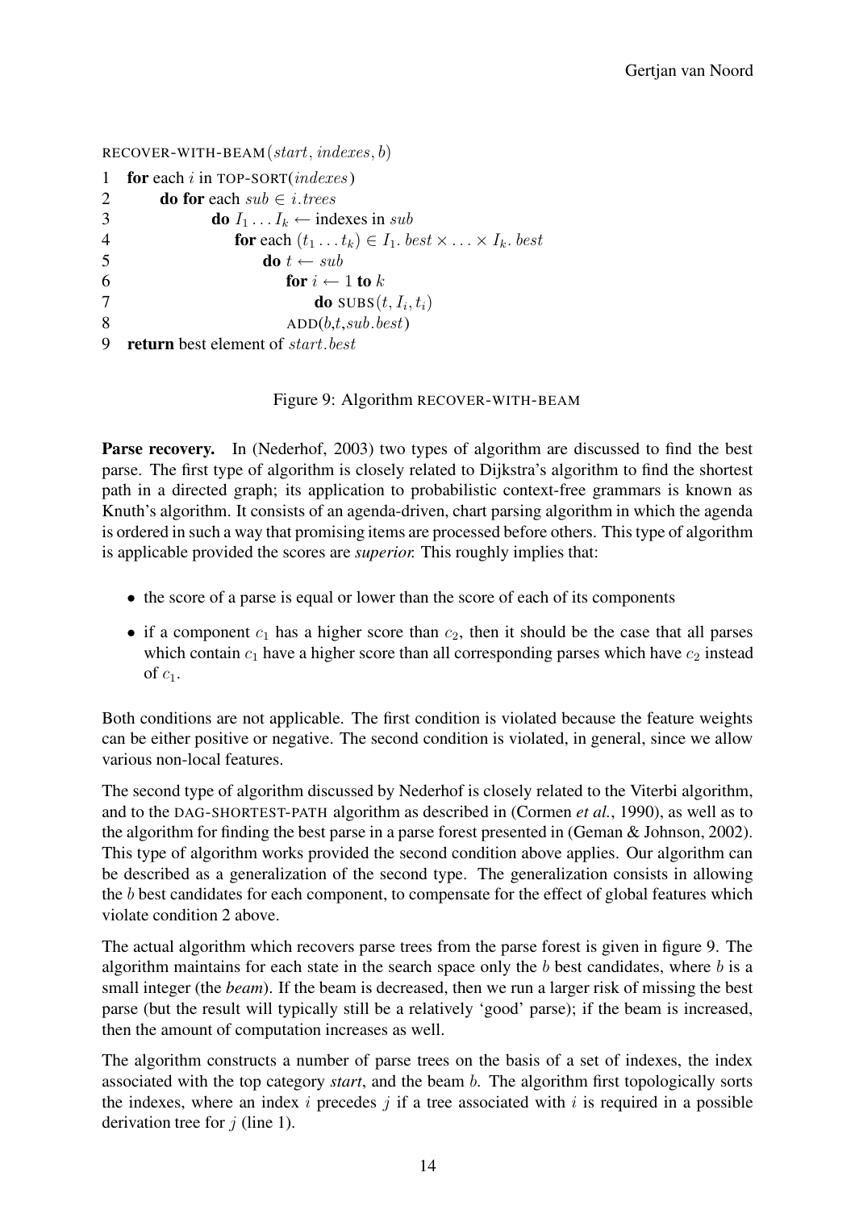```
RECOVER-WITH-BEAM(start, indexes, b)
1  for each i in TOP-SORT(indexes)
2      do for each sub ∈ i.trees
3          do I_1 ... I_k ← indexes in sub
4              for each (t_1 ... t_k) ∈ I_1.best × ... × I_k.best
5                  do t ← sub
6                      for i ← 1 to k
7                          do SUBS(t, I_i, t_i)
8                      ADD(b,t,sub.best)
9  return best element of start.best
```

Figure 9: Algorithm RECOVER-WITH-BEAM

**Parse recovery.** In (Nederhof, 2003) two types of algorithm are discussed to find the best parse. The first type of algorithm is closely related to Dijkstra's algorithm to find the shortest path in a directed graph; its application to probabilistic context-free grammars is known as Knuth's algorithm. It consists of an agenda-driven, chart parsing algorithm in which the agenda is ordered in such a way that promising items are processed before others. This type of algorithm is applicable provided the scores are *superior.* This roughly implies that:

- the score of a parse is equal or lower than the score of each of its components
- if a component $c_1$ has a higher score than $c_2$, then it should be the case that all parses which contain $c_1$ have a higher score than all corresponding parses which have $c_2$ instead of $c_1$.

Both conditions are not applicable. The first condition is violated because the feature weights can be either positive or negative. The second condition is violated, in general, since we allow various non-local features.

The second type of algorithm discussed by Nederhof is closely related to the Viterbi algorithm, and to the DAG-SHORTEST-PATH algorithm as described in (Cormen *et al.*, 1990), as well as to the algorithm for finding the best parse in a parse forest presented in (Geman & Johnson, 2002). This type of algorithm works provided the second condition above applies. Our algorithm can be described as a generalization of the second type. The generalization consists in allowing the $b$ best candidates for each component, to compensate for the effect of global features which violate condition 2 above.

The actual algorithm which recovers parse trees from the parse forest is given in figure 9. The algorithm maintains for each state in the search space only the $b$ best candidates, where $b$ is a small integer (the *beam*). If the beam is decreased, then we run a larger risk of missing the best parse (but the result will typically still be a relatively 'good' parse); if the beam is increased, then the amount of computation increases as well.

The algorithm constructs a number of parse trees on the basis of a set of indexes, the index associated with the top category *start*, and the beam $b$. The algorithm first topologically sorts the indexes, where an index $i$ precedes $j$ if a tree associated with $i$ is required in a possible derivation tree for $j$ (line 1).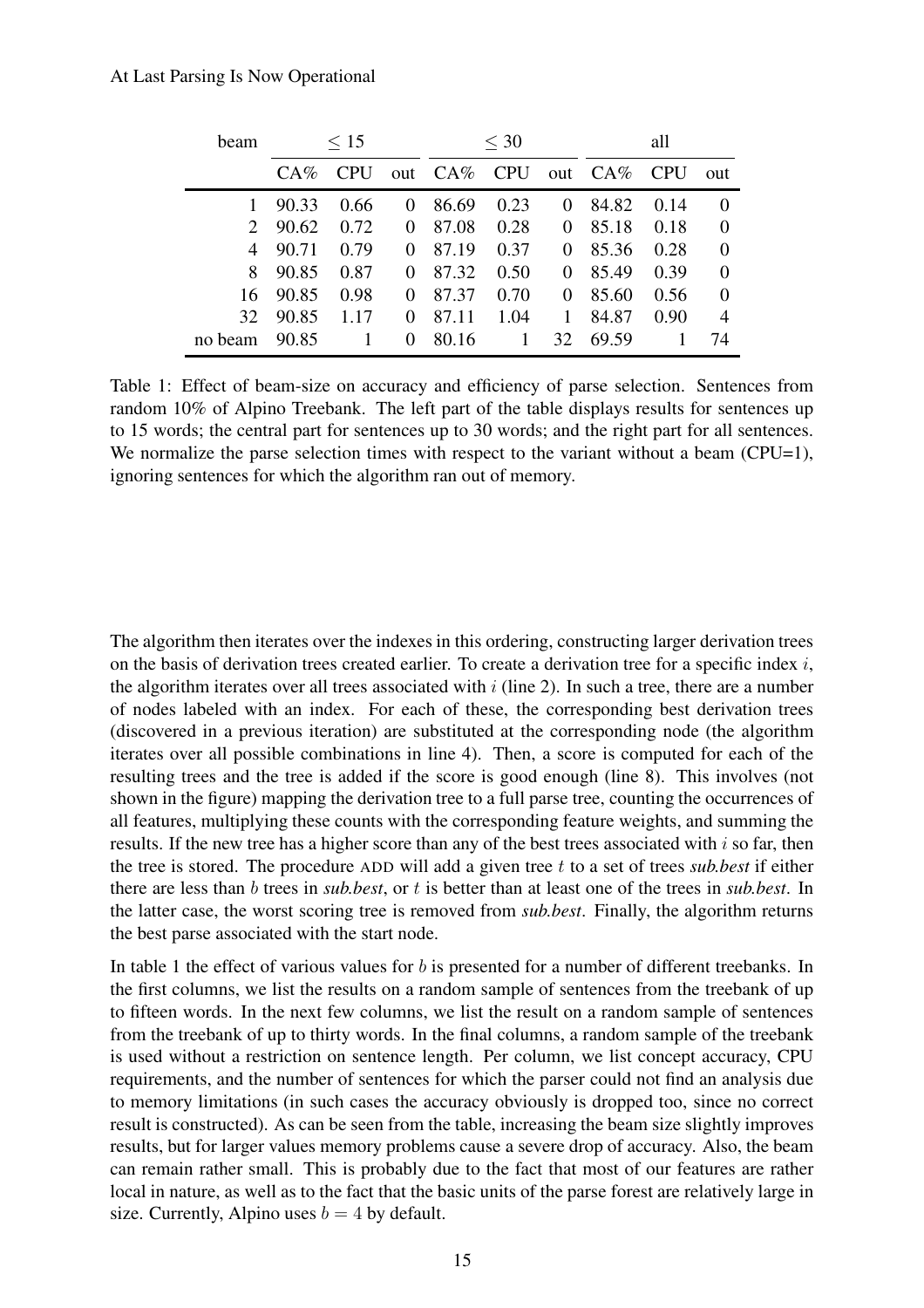| beam | ≤ 15 | | | ≤ 30 | | | all | | |
|---|---|---|---|---|---|---|---|---|---|
| | CA% | CPU | out | CA% | CPU | out | CA% | CPU | out |
| 1 | 90.33 | 0.66 | 0 | 86.69 | 0.23 | 0 | 84.82 | 0.14 | 0 |
| 2 | 90.62 | 0.72 | 0 | 87.08 | 0.28 | 0 | 85.18 | 0.18 | 0 |
| 4 | 90.71 | 0.79 | 0 | 87.19 | 0.37 | 0 | 85.36 | 0.28 | 0 |
| 8 | 90.85 | 0.87 | 0 | 87.32 | 0.50 | 0 | 85.49 | 0.39 | 0 |
| 16 | 90.85 | 0.98 | 0 | 87.37 | 0.70 | 0 | 85.60 | 0.56 | 0 |
| 32 | 90.85 | 1.17 | 0 | 87.11 | 1.04 | 1 | 84.87 | 0.90 | 4 |
| no beam | 90.85 | 1 | 0 | 80.16 | 1 | 32 | 69.59 | 1 | 74 |

Table 1: Effect of beam-size on accuracy and efficiency of parse selection. Sentences from random 10% of Alpino Treebank. The left part of the table displays results for sentences up to 15 words; the central part for sentences up to 30 words; and the right part for all sentences. We normalize the parse selection times with respect to the variant without a beam (CPU=1), ignoring sentences for which the algorithm ran out of memory.

The algorithm then iterates over the indexes in this ordering, constructing larger derivation trees on the basis of derivation trees created earlier. To create a derivation tree for a specific index $i$, the algorithm iterates over all trees associated with $i$ (line 2). In such a tree, there are a number of nodes labeled with an index. For each of these, the corresponding best derivation trees (discovered in a previous iteration) are substituted at the corresponding node (the algorithm iterates over all possible combinations in line 4). Then, a score is computed for each of the resulting trees and the tree is added if the score is good enough (line 8). This involves (not shown in the figure) mapping the derivation tree to a full parse tree, counting the occurrences of all features, multiplying these counts with the corresponding feature weights, and summing the results. If the new tree has a higher score than any of the best trees associated with $i$ so far, then the tree is stored. The procedure ADD will add a given tree $t$ to a set of trees *sub.best* if either there are less than $b$ trees in *sub.best*, or $t$ is better than at least one of the trees in *sub.best*. In the latter case, the worst scoring tree is removed from *sub.best*. Finally, the algorithm returns the best parse associated with the start node.

In table 1 the effect of various values for $b$ is presented for a number of different treebanks. In the first columns, we list the results on a random sample of sentences from the treebank of up to fifteen words. In the next few columns, we list the result on a random sample of sentences from the treebank of up to thirty words. In the final columns, a random sample of the treebank is used without a restriction on sentence length. Per column, we list concept accuracy, CPU requirements, and the number of sentences for which the parser could not find an analysis due to memory limitations (in such cases the accuracy obviously is dropped too, since no correct result is constructed). As can be seen from the table, increasing the beam size slightly improves results, but for larger values memory problems cause a severe drop of accuracy. Also, the beam can remain rather small. This is probably due to the fact that most of our features are rather local in nature, as well as to the fact that the basic units of the parse forest are relatively large in size. Currently, Alpino uses $b = 4$ by default.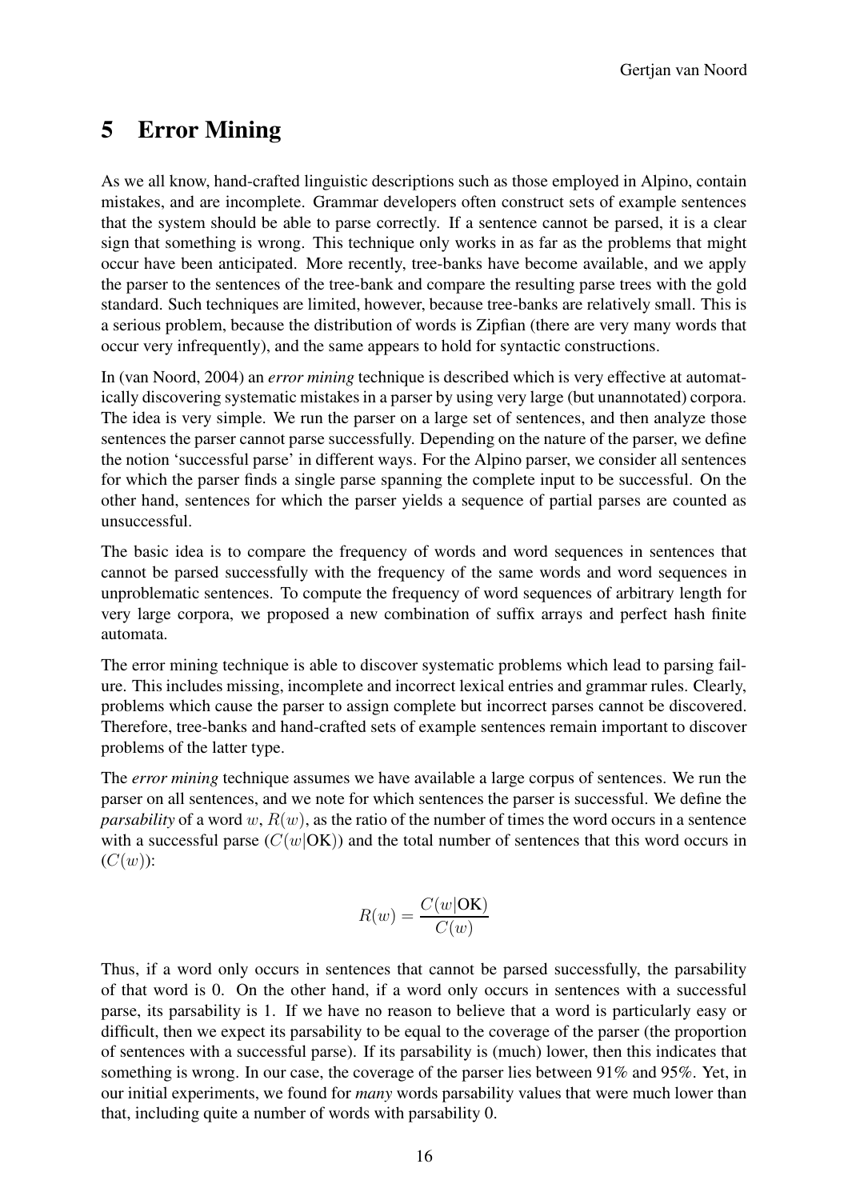# 5 Error Mining

As we all know, hand-crafted linguistic descriptions such as those employed in Alpino, contain mistakes, and are incomplete. Grammar developers often construct sets of example sentences that the system should be able to parse correctly. If a sentence cannot be parsed, it is a clear sign that something is wrong. This technique only works in as far as the problems that might occur have been anticipated. More recently, tree-banks have become available, and we apply the parser to the sentences of the tree-bank and compare the resulting parse trees with the gold standard. Such techniques are limited, however, because tree-banks are relatively small. This is a serious problem, because the distribution of words is Zipfian (there are very many words that occur very infrequently), and the same appears to hold for syntactic constructions.

In (van Noord, 2004) an *error mining* technique is described which is very effective at automatically discovering systematic mistakes in a parser by using very large (but unannotated) corpora. The idea is very simple. We run the parser on a large set of sentences, and then analyze those sentences the parser cannot parse successfully. Depending on the nature of the parser, we define the notion 'successful parse' in different ways. For the Alpino parser, we consider all sentences for which the parser finds a single parse spanning the complete input to be successful. On the other hand, sentences for which the parser yields a sequence of partial parses are counted as unsuccessful.

The basic idea is to compare the frequency of words and word sequences in sentences that cannot be parsed successfully with the frequency of the same words and word sequences in unproblematic sentences. To compute the frequency of word sequences of arbitrary length for very large corpora, we proposed a new combination of suffix arrays and perfect hash finite automata.

The error mining technique is able to discover systematic problems which lead to parsing failure. This includes missing, incomplete and incorrect lexical entries and grammar rules. Clearly, problems which cause the parser to assign complete but incorrect parses cannot be discovered. Therefore, tree-banks and hand-crafted sets of example sentences remain important to discover problems of the latter type.

The *error mining* technique assumes we have available a large corpus of sentences. We run the parser on all sentences, and we note for which sentences the parser is successful. We define the *parsability* of a word $w$, $R(w)$, as the ratio of the number of times the word occurs in a sentence with a successful parse ($C(w|\text{OK})$) and the total number of sentences that this word occurs in ($C(w)$):

$$R(w) = \frac{C(w|\text{OK})}{C(w)}$$

Thus, if a word only occurs in sentences that cannot be parsed successfully, the parsability of that word is 0. On the other hand, if a word only occurs in sentences with a successful parse, its parsability is 1. If we have no reason to believe that a word is particularly easy or difficult, then we expect its parsability to be equal to the coverage of the parser (the proportion of sentences with a successful parse). If its parsability is (much) lower, then this indicates that something is wrong. In our case, the coverage of the parser lies between 91% and 95%. Yet, in our initial experiments, we found for *many* words parsability values that were much lower than that, including quite a number of words with parsability 0.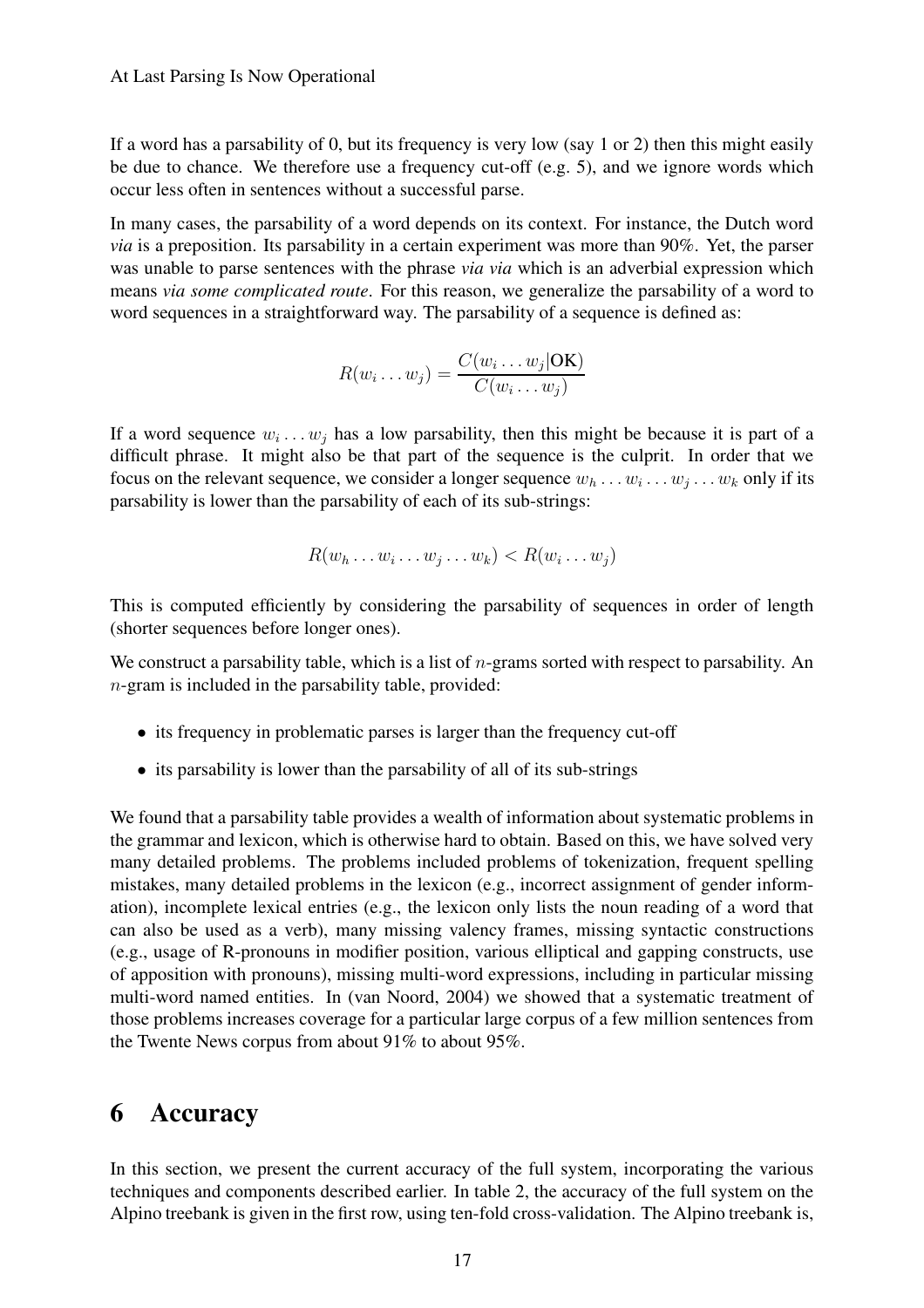If a word has a parsability of 0, but its frequency is very low (say 1 or 2) then this might easily be due to chance. We therefore use a frequency cut-off (e.g. 5), and we ignore words which occur less often in sentences without a successful parse.

In many cases, the parsability of a word depends on its context. For instance, the Dutch word *via* is a preposition. Its parsability in a certain experiment was more than 90%. Yet, the parser was unable to parse sentences with the phrase *via via* which is an adverbial expression which means *via some complicated route*. For this reason, we generalize the parsability of a word to word sequences in a straightforward way. The parsability of a sequence is defined as:

$$R(w_i \dots w_j) = \frac{C(w_i \dots w_j|\text{OK})}{C(w_i \dots w_j)}$$

If a word sequence $w_i \dots w_j$ has a low parsability, then this might be because it is part of a difficult phrase. It might also be that part of the sequence is the culprit. In order that we focus on the relevant sequence, we consider a longer sequence $w_h \dots w_i \dots w_j \dots w_k$ only if its parsability is lower than the parsability of each of its sub-strings:

$$R(w_h \dots w_i \dots w_j \dots w_k) < R(w_i \dots w_j)$$

This is computed efficiently by considering the parsability of sequences in order of length (shorter sequences before longer ones).

We construct a parsability table, which is a list of $n$-grams sorted with respect to parsability. An $n$-gram is included in the parsability table, provided:

- its frequency in problematic parses is larger than the frequency cut-off
- its parsability is lower than the parsability of all of its sub-strings

We found that a parsability table provides a wealth of information about systematic problems in the grammar and lexicon, which is otherwise hard to obtain. Based on this, we have solved very many detailed problems. The problems included problems of tokenization, frequent spelling mistakes, many detailed problems in the lexicon (e.g., incorrect assignment of gender information), incomplete lexical entries (e.g., the lexicon only lists the noun reading of a word that can also be used as a verb), many missing valency frames, missing syntactic constructions (e.g., usage of R-pronouns in modifier position, various elliptical and gapping constructs, use of apposition with pronouns), missing multi-word expressions, including in particular missing multi-word named entities. In (van Noord, 2004) we showed that a systematic treatment of those problems increases coverage for a particular large corpus of a few million sentences from the Twente News corpus from about 91% to about 95%.

# 6 Accuracy

In this section, we present the current accuracy of the full system, incorporating the various techniques and components described earlier. In table 2, the accuracy of the full system on the Alpino treebank is given in the first row, using ten-fold cross-validation. The Alpino treebank is,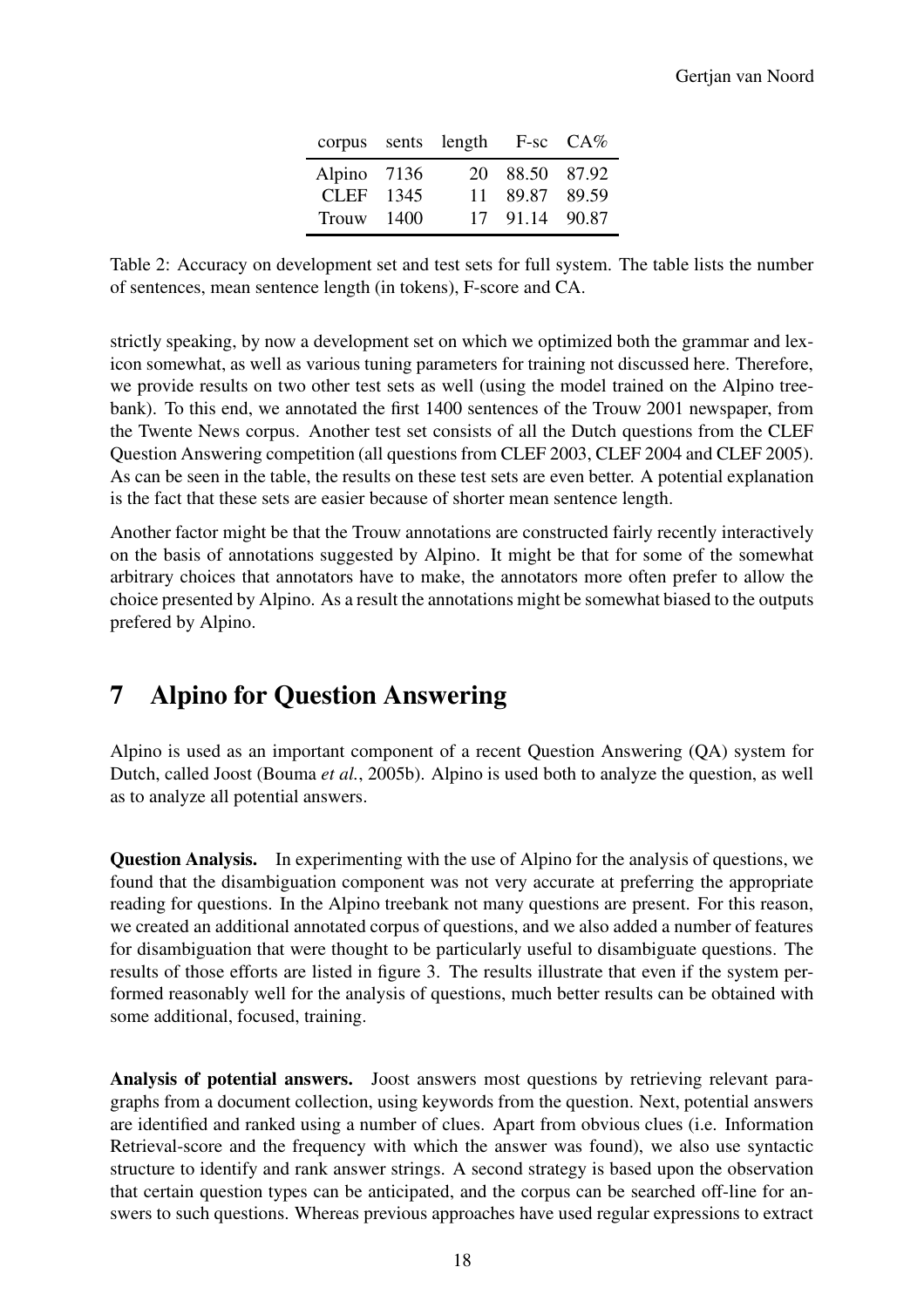| corpus | sents | length | F-sc | CA% |
|---|---|---|---|---|
| Alpino | 7136 | 20 | 88.50 | 87.92 |
| CLEF | 1345 | 11 | 89.87 | 89.59 |
| Trouw | 1400 | 17 | 91.14 | 90.87 |

Table 2: Accuracy on development set and test sets for full system. The table lists the number of sentences, mean sentence length (in tokens), F-score and CA.

strictly speaking, by now a development set on which we optimized both the grammar and lexicon somewhat, as well as various tuning parameters for training not discussed here. Therefore, we provide results on two other test sets as well (using the model trained on the Alpino treebank). To this end, we annotated the first 1400 sentences of the Trouw 2001 newspaper, from the Twente News corpus. Another test set consists of all the Dutch questions from the CLEF Question Answering competition (all questions from CLEF 2003, CLEF 2004 and CLEF 2005). As can be seen in the table, the results on these test sets are even better. A potential explanation is the fact that these sets are easier because of shorter mean sentence length.

Another factor might be that the Trouw annotations are constructed fairly recently interactively on the basis of annotations suggested by Alpino. It might be that for some of the somewhat arbitrary choices that annotators have to make, the annotators more often prefer to allow the choice presented by Alpino. As a result the annotations might be somewhat biased to the outputs prefered by Alpino.

## 7 Alpino for Question Answering

Alpino is used as an important component of a recent Question Answering (QA) system for Dutch, called Joost (Bouma *et al.*, 2005b). Alpino is used both to analyze the question, as well as to analyze all potential answers.

**Question Analysis.** In experimenting with the use of Alpino for the analysis of questions, we found that the disambiguation component was not very accurate at preferring the appropriate reading for questions. In the Alpino treebank not many questions are present. For this reason, we created an additional annotated corpus of questions, and we also added a number of features for disambiguation that were thought to be particularly useful to disambiguate questions. The results of those efforts are listed in figure 3. The results illustrate that even if the system performed reasonably well for the analysis of questions, much better results can be obtained with some additional, focused, training.

**Analysis of potential answers.** Joost answers most questions by retrieving relevant paragraphs from a document collection, using keywords from the question. Next, potential answers are identified and ranked using a number of clues. Apart from obvious clues (i.e. Information Retrieval-score and the frequency with which the answer was found), we also use syntactic structure to identify and rank answer strings. A second strategy is based upon the observation that certain question types can be anticipated, and the corpus can be searched off-line for answers to such questions. Whereas previous approaches have used regular expressions to extract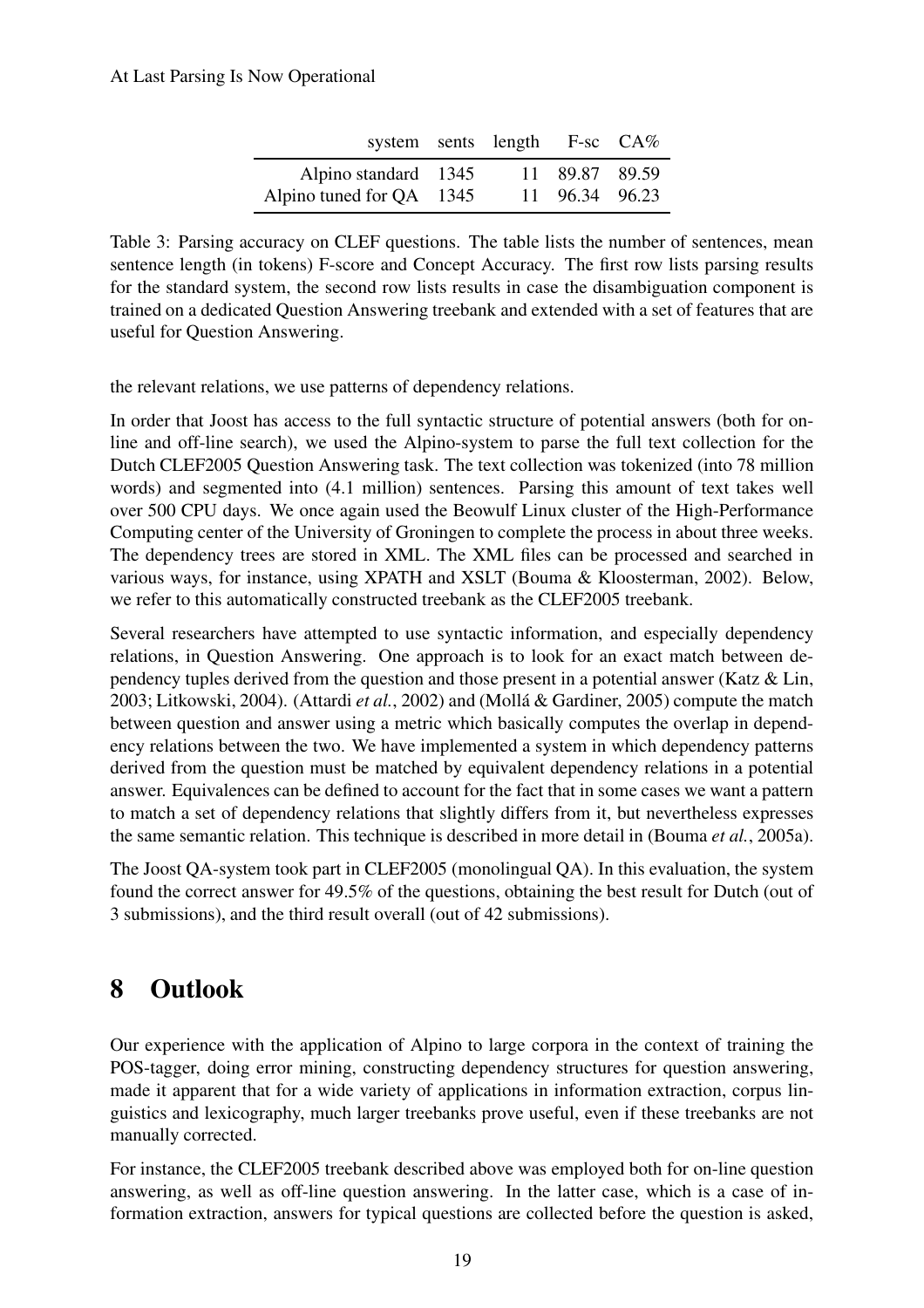| system | sents | length | F-sc | CA% |
| --- | --- | --- | --- | --- |
| Alpino standard | 1345 | 11 | 89.87 | 89.59 |
| Alpino tuned for QA | 1345 | 11 | 96.34 | 96.23 |

Table 3: Parsing accuracy on CLEF questions. The table lists the number of sentences, mean sentence length (in tokens) F-score and Concept Accuracy. The first row lists parsing results for the standard system, the second row lists results in case the disambiguation component is trained on a dedicated Question Answering treebank and extended with a set of features that are useful for Question Answering.

the relevant relations, we use patterns of dependency relations.

In order that Joost has access to the full syntactic structure of potential answers (both for on-line and off-line search), we used the Alpino-system to parse the full text collection for the Dutch CLEF2005 Question Answering task. The text collection was tokenized (into 78 million words) and segmented into (4.1 million) sentences. Parsing this amount of text takes well over 500 CPU days. We once again used the Beowulf Linux cluster of the High-Performance Computing center of the University of Groningen to complete the process in about three weeks. The dependency trees are stored in XML. The XML files can be processed and searched in various ways, for instance, using XPATH and XSLT (Bouma & Kloosterman, 2002). Below, we refer to this automatically constructed treebank as the CLEF2005 treebank.

Several researchers have attempted to use syntactic information, and especially dependency relations, in Question Answering. One approach is to look for an exact match between dependency tuples derived from the question and those present in a potential answer (Katz & Lin, 2003; Litkowski, 2004). (Attardi *et al.*, 2002) and (Mollá & Gardiner, 2005) compute the match between question and answer using a metric which basically computes the overlap in dependency relations between the two. We have implemented a system in which dependency patterns derived from the question must be matched by equivalent dependency relations in a potential answer. Equivalences can be defined to account for the fact that in some cases we want a pattern to match a set of dependency relations that slightly differs from it, but nevertheless expresses the same semantic relation. This technique is described in more detail in (Bouma *et al.*, 2005a).

The Joost QA-system took part in CLEF2005 (monolingual QA). In this evaluation, the system found the correct answer for 49.5% of the questions, obtaining the best result for Dutch (out of 3 submissions), and the third result overall (out of 42 submissions).

# 8 Outlook

Our experience with the application of Alpino to large corpora in the context of training the POS-tagger, doing error mining, constructing dependency structures for question answering, made it apparent that for a wide variety of applications in information extraction, corpus linguistics and lexicography, much larger treebanks prove useful, even if these treebanks are not manually corrected.

For instance, the CLEF2005 treebank described above was employed both for on-line question answering, as well as off-line question answering. In the latter case, which is a case of information extraction, answers for typical questions are collected before the question is asked,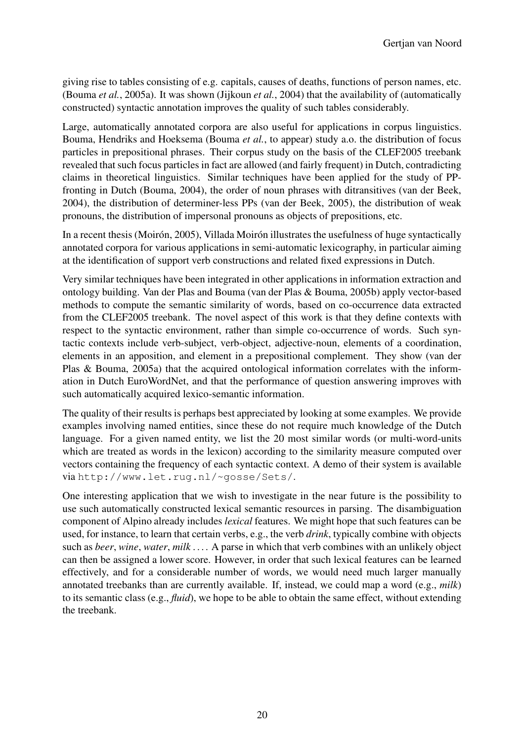giving rise to tables consisting of e.g. capitals, causes of deaths, functions of person names, etc. (Bouma *et al.*, 2005a). It was shown (Jijkoun *et al.*, 2004) that the availability of (automatically constructed) syntactic annotation improves the quality of such tables considerably.

Large, automatically annotated corpora are also useful for applications in corpus linguistics. Bouma, Hendriks and Hoeksema (Bouma *et al.*, to appear) study a.o. the distribution of focus particles in prepositional phrases. Their corpus study on the basis of the CLEF2005 treebank revealed that such focus particles in fact are allowed (and fairly frequent) in Dutch, contradicting claims in theoretical linguistics. Similar techniques have been applied for the study of PP-fronting in Dutch (Bouma, 2004), the order of noun phrases with ditransitives (van der Beek, 2004), the distribution of determiner-less PPs (van der Beek, 2005), the distribution of weak pronouns, the distribution of impersonal pronouns as objects of prepositions, etc.

In a recent thesis (Moirón, 2005), Villada Moirón illustrates the usefulness of huge syntactically annotated corpora for various applications in semi-automatic lexicography, in particular aiming at the identification of support verb constructions and related fixed expressions in Dutch.

Very similar techniques have been integrated in other applications in information extraction and ontology building. Van der Plas and Bouma (van der Plas & Bouma, 2005b) apply vector-based methods to compute the semantic similarity of words, based on co-occurrence data extracted from the CLEF2005 treebank. The novel aspect of this work is that they define contexts with respect to the syntactic environment, rather than simple co-occurrence of words. Such syntactic contexts include verb-subject, verb-object, adjective-noun, elements of a coordination, elements in an apposition, and element in a prepositional complement. They show (van der Plas & Bouma, 2005a) that the acquired ontological information correlates with the information in Dutch EuroWordNet, and that the performance of question answering improves with such automatically acquired lexico-semantic information.

The quality of their results is perhaps best appreciated by looking at some examples. We provide examples involving named entities, since these do not require much knowledge of the Dutch language. For a given named entity, we list the 20 most similar words (or multi-word-units which are treated as words in the lexicon) according to the similarity measure computed over vectors containing the frequency of each syntactic context. A demo of their system is available via `http://www.let.rug.nl/~gosse/Sets/`.

One interesting application that we wish to investigate in the near future is the possibility to use such automatically constructed lexical semantic resources in parsing. The disambiguation component of Alpino already includes *lexical* features. We might hope that such features can be used, for instance, to learn that certain verbs, e.g., the verb *drink*, typically combine with objects such as *beer*, *wine*, *water*, *milk* . . . . A parse in which that verb combines with an unlikely object can then be assigned a lower score. However, in order that such lexical features can be learned effectively, and for a considerable number of words, we would need much larger manually annotated treebanks than are currently available. If, instead, we could map a word (e.g., *milk*) to its semantic class (e.g., *fluid*), we hope to be able to obtain the same effect, without extending the treebank.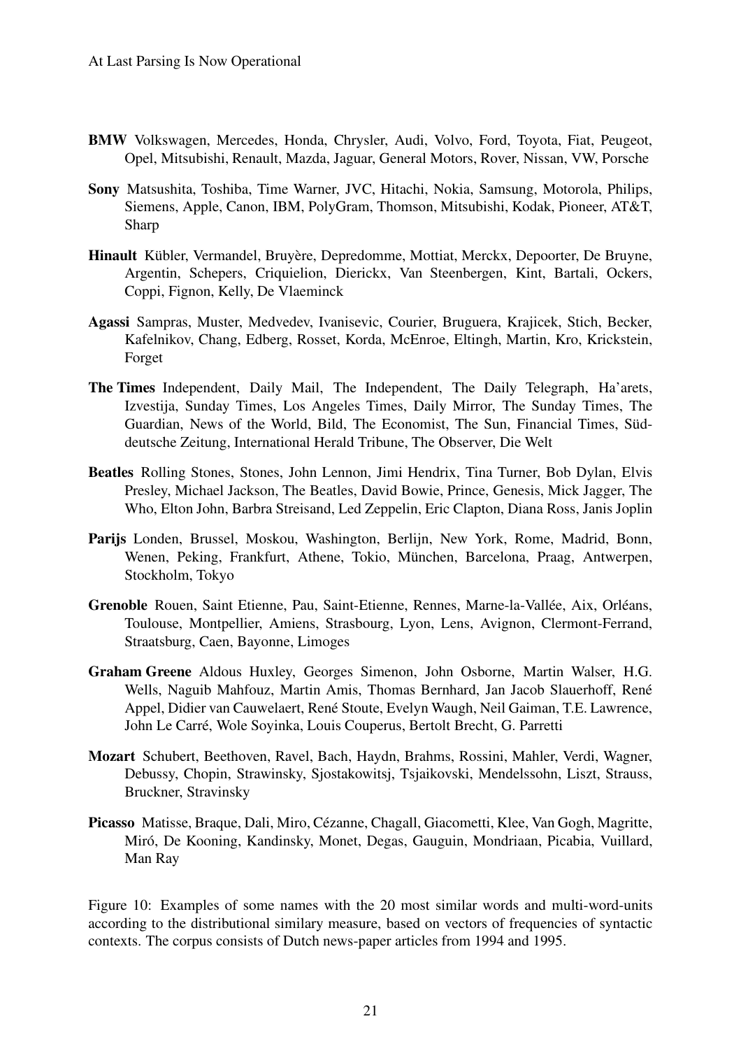**BMW** Volkswagen, Mercedes, Honda, Chrysler, Audi, Volvo, Ford, Toyota, Fiat, Peugeot, Opel, Mitsubishi, Renault, Mazda, Jaguar, General Motors, Rover, Nissan, VW, Porsche

**Sony** Matsushita, Toshiba, Time Warner, JVC, Hitachi, Nokia, Samsung, Motorola, Philips, Siemens, Apple, Canon, IBM, PolyGram, Thomson, Mitsubishi, Kodak, Pioneer, AT&T, Sharp

**Hinault** Kübler, Vermandel, Bruyère, Depredomme, Mottiat, Merckx, Depoorter, De Bruyne, Argentin, Schepers, Criquielion, Dierickx, Van Steenbergen, Kint, Bartali, Ockers, Coppi, Fignon, Kelly, De Vlaeminck

**Agassi** Sampras, Muster, Medvedev, Ivanisevic, Courier, Bruguera, Krajicek, Stich, Becker, Kafelnikov, Chang, Edberg, Rosset, Korda, McEnroe, Eltingh, Martin, Kro, Krickstein, Forget

**The Times** Independent, Daily Mail, The Independent, The Daily Telegraph, Ha'arets, Izvestija, Sunday Times, Los Angeles Times, Daily Mirror, The Sunday Times, The Guardian, News of the World, Bild, The Economist, The Sun, Financial Times, Süddeutsche Zeitung, International Herald Tribune, The Observer, Die Welt

**Beatles** Rolling Stones, Stones, John Lennon, Jimi Hendrix, Tina Turner, Bob Dylan, Elvis Presley, Michael Jackson, The Beatles, David Bowie, Prince, Genesis, Mick Jagger, The Who, Elton John, Barbra Streisand, Led Zeppelin, Eric Clapton, Diana Ross, Janis Joplin

**Parijs** Londen, Brussel, Moskou, Washington, Berlijn, New York, Rome, Madrid, Bonn, Wenen, Peking, Frankfurt, Athene, Tokio, München, Barcelona, Praag, Antwerpen, Stockholm, Tokyo

**Grenoble** Rouen, Saint Etienne, Pau, Saint-Etienne, Rennes, Marne-la-Vallée, Aix, Orléans, Toulouse, Montpellier, Amiens, Strasbourg, Lyon, Lens, Avignon, Clermont-Ferrand, Straatsburg, Caen, Bayonne, Limoges

**Graham Greene** Aldous Huxley, Georges Simenon, John Osborne, Martin Walser, H.G. Wells, Naguib Mahfouz, Martin Amis, Thomas Bernhard, Jan Jacob Slauerhoff, René Appel, Didier van Cauwelaert, René Stoute, Evelyn Waugh, Neil Gaiman, T.E. Lawrence, John Le Carré, Wole Soyinka, Louis Couperus, Bertolt Brecht, G. Parretti

**Mozart** Schubert, Beethoven, Ravel, Bach, Haydn, Brahms, Rossini, Mahler, Verdi, Wagner, Debussy, Chopin, Strawinsky, Sjostakowitsj, Tsjaikovski, Mendelssohn, Liszt, Strauss, Bruckner, Stravinsky

**Picasso** Matisse, Braque, Dali, Miro, Cézanne, Chagall, Giacometti, Klee, Van Gogh, Magritte, Miró, De Kooning, Kandinsky, Monet, Degas, Gauguin, Mondriaan, Picabia, Vuillard, Man Ray

Figure 10: Examples of some names with the 20 most similar words and multi-word-units according to the distributional similary measure, based on vectors of frequencies of syntactic contexts. The corpus consists of Dutch news-paper articles from 1994 and 1995.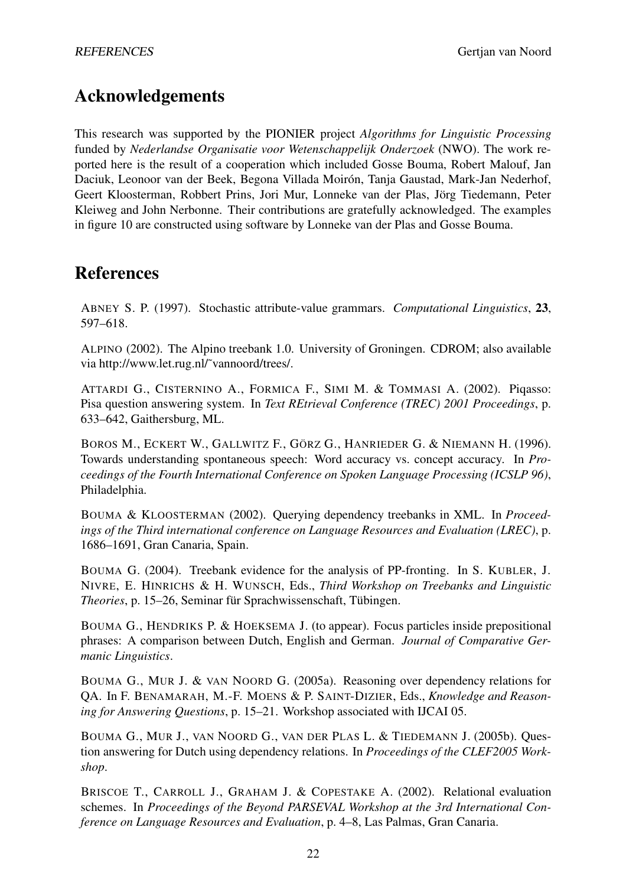## Acknowledgements

This research was supported by the PIONIER project *Algorithms for Linguistic Processing* funded by *Nederlandse Organisatie voor Wetenschappelijk Onderzoek* (NWO). The work reported here is the result of a cooperation which included Gosse Bouma, Robert Malouf, Jan Daciuk, Leonoor van der Beek, Begona Villada Moirón, Tanja Gaustad, Mark-Jan Nederhof, Geert Kloosterman, Robbert Prins, Jori Mur, Lonneke van der Plas, Jörg Tiedemann, Peter Kleiweg and John Nerbonne. Their contributions are gratefully acknowledged. The examples in figure 10 are constructed using software by Lonneke van der Plas and Gosse Bouma.

## References

ABNEY S. P. (1997). Stochastic attribute-value grammars. *Computational Linguistics*, **23**, 597–618.

ALPINO (2002). The Alpino treebank 1.0. University of Groningen. CDROM; also available via http://www.let.rug.nl/˜vannoord/trees/.

ATTARDI G., CISTERNINO A., FORMICA F., SIMI M. & TOMMASI A. (2002). Piqasso: Pisa question answering system. In *Text REtrieval Conference (TREC) 2001 Proceedings*, p. 633–642, Gaithersburg, ML.

BOROS M., ECKERT W., GALLWITZ F., GÖRZ G., HANRIEDER G. & NIEMANN H. (1996). Towards understanding spontaneous speech: Word accuracy vs. concept accuracy. In *Proceedings of the Fourth International Conference on Spoken Language Processing (ICSLP 96)*, Philadelphia.

BOUMA & KLOOSTERMAN (2002). Querying dependency treebanks in XML. In *Proceedings of the Third international conference on Language Resources and Evaluation (LREC)*, p. 1686–1691, Gran Canaria, Spain.

BOUMA G. (2004). Treebank evidence for the analysis of PP-fronting. In S. KUBLER, J. NIVRE, E. HINRICHS & H. WUNSCH, Eds., *Third Workshop on Treebanks and Linguistic Theories*, p. 15–26, Seminar für Sprachwissenschaft, Tübingen.

BOUMA G., HENDRIKS P. & HOEKSEMA J. (to appear). Focus particles inside prepositional phrases: A comparison between Dutch, English and German. *Journal of Comparative Germanic Linguistics*.

BOUMA G., MUR J. & VAN NOORD G. (2005a). Reasoning over dependency relations for QA. In F. BENAMARAH, M.-F. MOENS & P. SAINT-DIZIER, Eds., *Knowledge and Reasoning for Answering Questions*, p. 15–21. Workshop associated with IJCAI 05.

BOUMA G., MUR J., VAN NOORD G., VAN DER PLAS L. & TIEDEMANN J. (2005b). Question answering for Dutch using dependency relations. In *Proceedings of the CLEF2005 Workshop*.

BRISCOE T., CARROLL J., GRAHAM J. & COPESTAKE A. (2002). Relational evaluation schemes. In *Proceedings of the Beyond PARSEVAL Workshop at the 3rd International Conference on Language Resources and Evaluation*, p. 4–8, Las Palmas, Gran Canaria.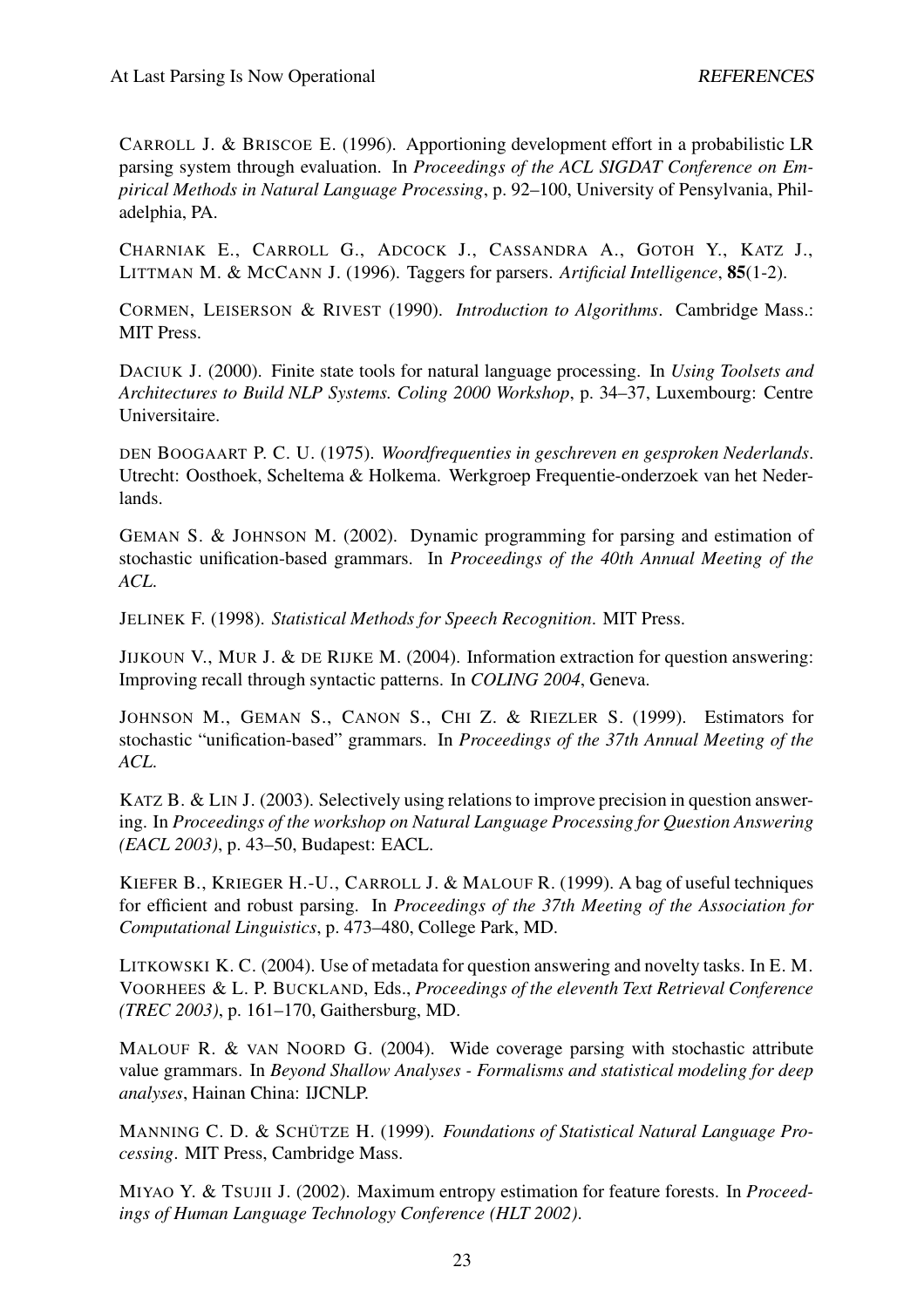CARROLL J. & BRISCOE E. (1996). Apportioning development effort in a probabilistic LR parsing system through evaluation. In *Proceedings of the ACL SIGDAT Conference on Empirical Methods in Natural Language Processing*, p. 92–100, University of Pensylvania, Philadelphia, PA.

CHARNIAK E., CARROLL G., ADCOCK J., CASSANDRA A., GOTOH Y., KATZ J., LITTMAN M. & MCCANN J. (1996). Taggers for parsers. *Artificial Intelligence*, **85**(1-2).

CORMEN, LEISERSON & RIVEST (1990). *Introduction to Algorithms*. Cambridge Mass.: MIT Press.

DACIUK J. (2000). Finite state tools for natural language processing. In *Using Toolsets and Architectures to Build NLP Systems. Coling 2000 Workshop*, p. 34–37, Luxembourg: Centre Universitaire.

DEN BOOGAART P. C. U. (1975). *Woordfrequenties in geschreven en gesproken Nederlands*. Utrecht: Oosthoek, Scheltema & Holkema. Werkgroep Frequentie-onderzoek van het Nederlands.

GEMAN S. & JOHNSON M. (2002). Dynamic programming for parsing and estimation of stochastic unification-based grammars. In *Proceedings of the 40th Annual Meeting of the ACL*.

JELINEK F. (1998). *Statistical Methods for Speech Recognition*. MIT Press.

JIJKOUN V., MUR J. & DE RIJKE M. (2004). Information extraction for question answering: Improving recall through syntactic patterns. In *COLING 2004*, Geneva.

JOHNSON M., GEMAN S., CANON S., CHI Z. & RIEZLER S. (1999). Estimators for stochastic "unification-based" grammars. In *Proceedings of the 37th Annual Meeting of the ACL*.

KATZ B. & LIN J. (2003). Selectively using relations to improve precision in question answering. In *Proceedings of the workshop on Natural Language Processing for Question Answering (EACL 2003)*, p. 43–50, Budapest: EACL.

KIEFER B., KRIEGER H.-U., CARROLL J. & MALOUF R. (1999). A bag of useful techniques for efficient and robust parsing. In *Proceedings of the 37th Meeting of the Association for Computational Linguistics*, p. 473–480, College Park, MD.

LITKOWSKI K. C. (2004). Use of metadata for question answering and novelty tasks. In E. M. VOORHEES & L. P. BUCKLAND, Eds., *Proceedings of the eleventh Text Retrieval Conference (TREC 2003)*, p. 161–170, Gaithersburg, MD.

MALOUF R. & VAN NOORD G. (2004). Wide coverage parsing with stochastic attribute value grammars. In *Beyond Shallow Analyses - Formalisms and statistical modeling for deep analyses*, Hainan China: IJCNLP.

MANNING C. D. & SCHÜTZE H. (1999). *Foundations of Statistical Natural Language Processing*. MIT Press, Cambridge Mass.

MIYAO Y. & TSUJII J. (2002). Maximum entropy estimation for feature forests. In *Proceedings of Human Language Technology Conference (HLT 2002)*.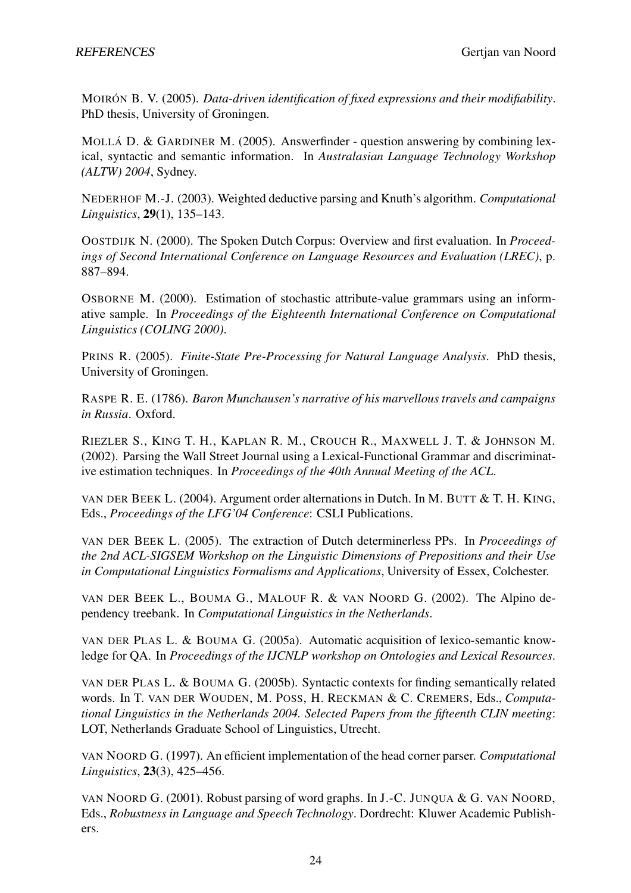MOIRÓN B. V. (2005). *Data-driven identification of fixed expressions and their modifiability*. PhD thesis, University of Groningen.

MOLLÁ D. & GARDINER M. (2005). Answerfinder - question answering by combining lexical, syntactic and semantic information. In *Australasian Language Technology Workshop (ALTW) 2004*, Sydney.

NEDERHOF M.-J. (2003). Weighted deductive parsing and Knuth's algorithm. *Computational Linguistics*, **29**(1), 135–143.

OOSTDIJK N. (2000). The Spoken Dutch Corpus: Overview and first evaluation. In *Proceedings of Second International Conference on Language Resources and Evaluation (LREC)*, p. 887–894.

OSBORNE M. (2000). Estimation of stochastic attribute-value grammars using an informative sample. In *Proceedings of the Eighteenth International Conference on Computational Linguistics (COLING 2000)*.

PRINS R. (2005). *Finite-State Pre-Processing for Natural Language Analysis*. PhD thesis, University of Groningen.

RASPE R. E. (1786). *Baron Munchausen's narrative of his marvellous travels and campaigns in Russia*. Oxford.

RIEZLER S., KING T. H., KAPLAN R. M., CROUCH R., MAXWELL J. T. & JOHNSON M. (2002). Parsing the Wall Street Journal using a Lexical-Functional Grammar and discriminative estimation techniques. In *Proceedings of the 40th Annual Meeting of the ACL*.

VAN DER BEEK L. (2004). Argument order alternations in Dutch. In M. BUTT & T. H. KING, Eds., *Proceedings of the LFG'04 Conference*: CSLI Publications.

VAN DER BEEK L. (2005). The extraction of Dutch determinerless PPs. In *Proceedings of the 2nd ACL-SIGSEM Workshop on the Linguistic Dimensions of Prepositions and their Use in Computational Linguistics Formalisms and Applications*, University of Essex, Colchester.

VAN DER BEEK L., BOUMA G., MALOUF R. & VAN NOORD G. (2002). The Alpino dependency treebank. In *Computational Linguistics in the Netherlands*.

VAN DER PLAS L. & BOUMA G. (2005a). Automatic acquisition of lexico-semantic knowledge for QA. In *Proceedings of the IJCNLP workshop on Ontologies and Lexical Resources*.

VAN DER PLAS L. & BOUMA G. (2005b). Syntactic contexts for finding semantically related words. In T. VAN DER WOUDEN, M. POSS, H. RECKMAN & C. CREMERS, Eds., *Computational Linguistics in the Netherlands 2004. Selected Papers from the fifteenth CLIN meeting*: LOT, Netherlands Graduate School of Linguistics, Utrecht.

VAN NOORD G. (1997). An efficient implementation of the head corner parser. *Computational Linguistics*, **23**(3), 425–456.

VAN NOORD G. (2001). Robust parsing of word graphs. In J.-C. JUNQUA & G. VAN NOORD, Eds., *Robustness in Language and Speech Technology*. Dordrecht: Kluwer Academic Publishers.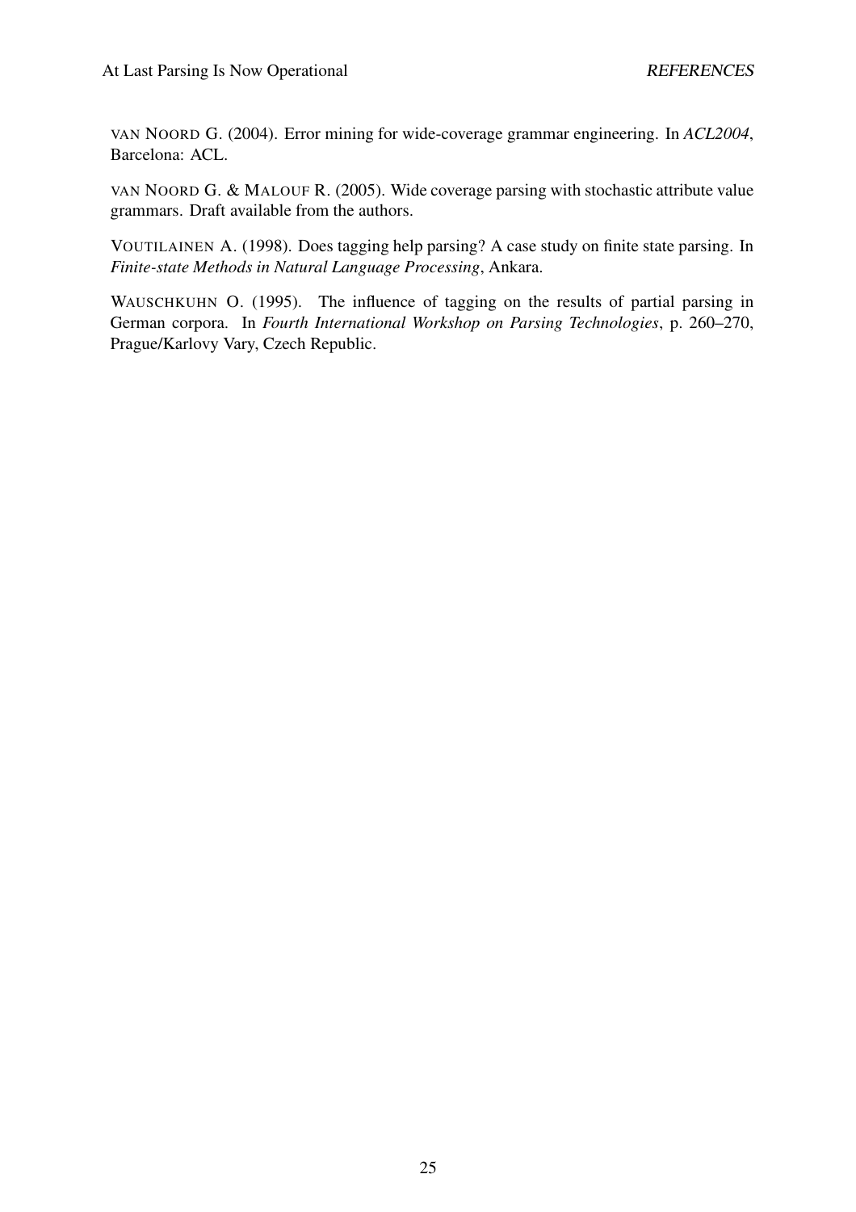VAN NOORD G. (2004). Error mining for wide-coverage grammar engineering. In *ACL2004*, Barcelona: ACL.

VAN NOORD G. & MALOUF R. (2005). Wide coverage parsing with stochastic attribute value grammars. Draft available from the authors.

VOUTILAINEN A. (1998). Does tagging help parsing? A case study on finite state parsing. In *Finite-state Methods in Natural Language Processing*, Ankara.

WAUSCHKUHN O. (1995). The influence of tagging on the results of partial parsing in German corpora. In *Fourth International Workshop on Parsing Technologies*, p. 260–270, Prague/Karlovy Vary, Czech Republic.